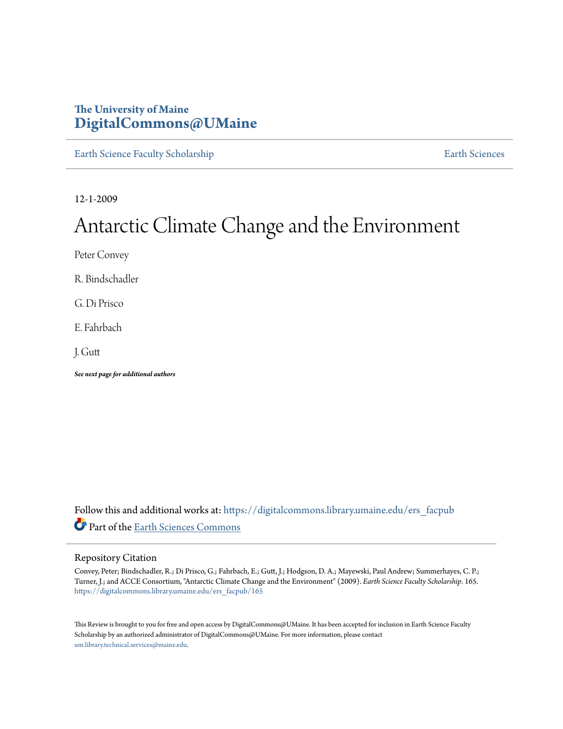The University of Maine
**DigitalCommons@UMaine**

Earth Science Faculty Scholarship | Earth Sciences

12-1-2009

# Antarctic Climate Change and the Environment

Peter Convey

R. Bindschadler

G. Di Prisco

E. Fahrbach

J. Gutt

***See next page for additional authors***

Follow this and additional works at: https://digitalcommons.library.umaine.edu/ers_facpub

Part of the Earth Sciences Commons

## Repository Citation

Convey, Peter; Bindschadler, R.; Di Prisco, G.; Fahrbach, E.; Gutt, J.; Hodgson, D. A.; Mayewski, Paul Andrew; Summerhayes, C. P.; Turner, J.; and ACCE Consortium, "Antarctic Climate Change and the Environment" (2009). *Earth Science Faculty Scholarship*. 165.
https://digitalcommons.library.umaine.edu/ers_facpub/165

This Review is brought to you for free and open access by DigitalCommons@UMaine. It has been accepted for inclusion in Earth Science Faculty Scholarship by an authorized administrator of DigitalCommons@UMaine. For more information, please contact um.library.technical.services@maine.edu.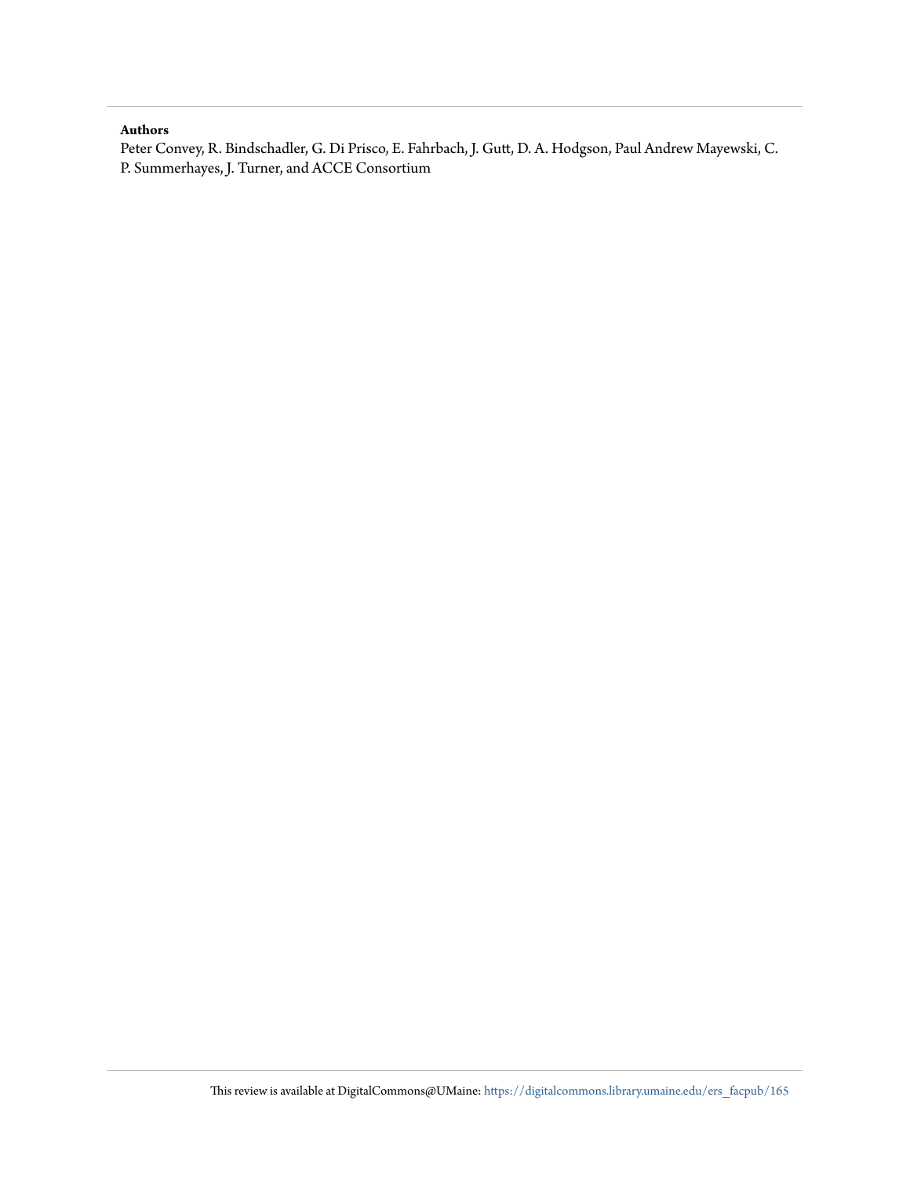**Authors**

Peter Convey, R. Bindschadler, G. Di Prisco, E. Fahrbach, J. Gutt, D. A. Hodgson, Paul Andrew Mayewski, C. P. Summerhayes, J. Turner, and ACCE Consortium

This review is available at DigitalCommons@UMaine: https://digitalcommons.library.umaine.edu/ers_facpub/165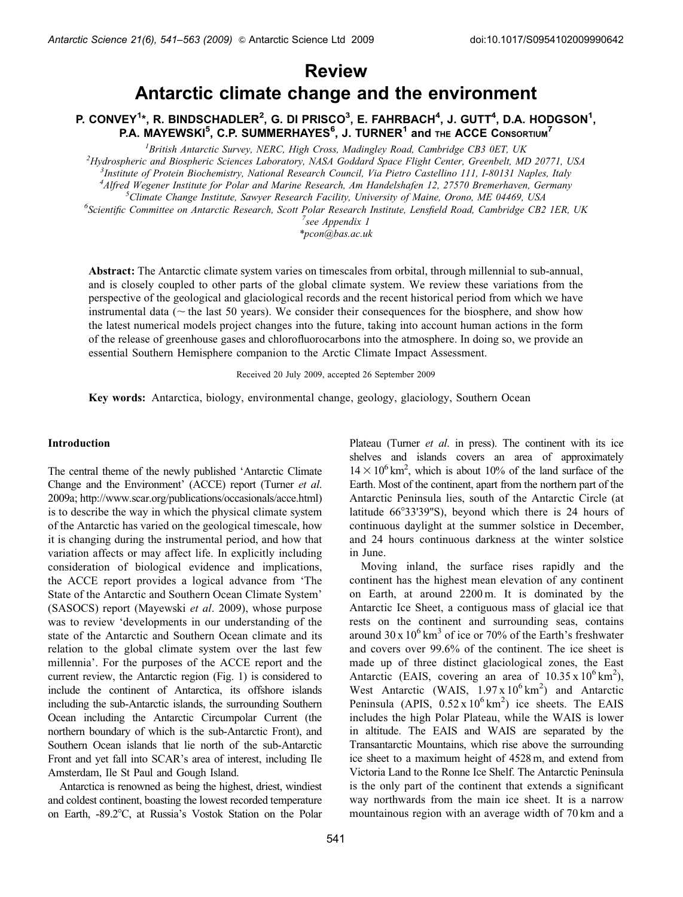# Review

# Antarctic climate change and the environment

P. CONVEY[1]*, R. BINDSCHADLER[2], G. DI PRISCO[3], E. FAHRBACH[4], J. GUTT[4], D.A. HODGSON[1], P.A. MAYEWSKI[5], C.P. SUMMERHAYES[6], J. TURNER[1] and THE ACCE CONSORTIUM[7]

[1]British Antarctic Survey, NERC, High Cross, Madingley Road, Cambridge CB3 0ET, UK
[2]Hydrospheric and Biospheric Sciences Laboratory, NASA Goddard Space Flight Center, Greenbelt, MD 20771, USA
[3]Institute of Protein Biochemistry, National Research Council, Via Pietro Castellino 111, I-80131 Naples, Italy
[4]Alfred Wegener Institute for Polar and Marine Research, Am Handelshafen 12, 27570 Bremerhaven, Germany
[5]Climate Change Institute, Sawyer Research Facility, University of Maine, Orono, ME 04469, USA
[6]Scientific Committee on Antarctic Research, Scott Polar Research Institute, Lensfield Road, Cambridge CB2 1ER, UK
[7]see Appendix 1
*pcon@bas.ac.uk

**Abstract:** The Antarctic climate system varies on timescales from orbital, through millennial to sub-annual, and is closely coupled to other parts of the global climate system. We review these variations from the perspective of the geological and glaciological records and the recent historical period from which we have instrumental data (~ the last 50 years). We consider their consequences for the biosphere, and show how the latest numerical models project changes into the future, taking into account human actions in the form of the release of greenhouse gases and chlorofluorocarbons into the atmosphere. In doing so, we provide an essential Southern Hemisphere companion to the Arctic Climate Impact Assessment.

Received 20 July 2009, accepted 26 September 2009

**Key words:** Antarctica, biology, environmental change, geology, glaciology, Southern Ocean

## Introduction

The central theme of the newly published 'Antarctic Climate Change and the Environment' (ACCE) report (Turner *et al*. 2009a; http://www.scar.org/publications/occasionals/acce.html) is to describe the way in which the physical climate system of the Antarctic has varied on the geological timescale, how it is changing during the instrumental period, and how that variation affects or may affect life. In explicitly including consideration of biological evidence and implications, the ACCE report provides a logical advance from 'The State of the Antarctic and Southern Ocean Climate System' (SASOCS) report (Mayewski *et al*. 2009), whose purpose was to review 'developments in our understanding of the state of the Antarctic and Southern Ocean climate and its relation to the global climate system over the last few millennia'. For the purposes of the ACCE report and the current review, the Antarctic region (Fig. 1) is considered to include the continent of Antarctica, its offshore islands including the sub-Antarctic islands, the surrounding Southern Ocean including the Antarctic Circumpolar Current (the northern boundary of which is the sub-Antarctic Front), and Southern Ocean islands that lie north of the sub-Antarctic Front and yet fall into SCAR's area of interest, including Ile Amsterdam, Ile St Paul and Gough Island.

Antarctica is renowned as being the highest, driest, windiest and coldest continent, boasting the lowest recorded temperature on Earth, -89.2°C, at Russia's Vostok Station on the Polar Plateau (Turner *et al*. in press). The continent with its ice shelves and islands covers an area of approximately $14 \times 10^6$ km$^2$, which is about 10% of the land surface of the Earth. Most of the continent, apart from the northern part of the Antarctic Peninsula lies, south of the Antarctic Circle (at latitude 66°33'39"S), beyond which there is 24 hours of continuous daylight at the summer solstice in December, and 24 hours continuous darkness at the winter solstice in June.

Moving inland, the surface rises rapidly and the continent has the highest mean elevation of any continent on Earth, at around 2200 m. It is dominated by the Antarctic Ice Sheet, a contiguous mass of glacial ice that rests on the continent and surrounding seas, contains around $30 \times 10^6$ km$^3$ of ice or 70% of the Earth's freshwater and covers over 99.6% of the continent. The ice sheet is made up of three distinct glaciological zones, the East Antarctic (EAIS, covering an area of $10.35 \times 10^6$ km$^2$), West Antarctic (WAIS, $1.97 \times 10^6$ km$^2$) and Antarctic Peninsula (APIS, $0.52 \times 10^6$ km$^2$) ice sheets. The EAIS includes the high Polar Plateau, while the WAIS is lower in altitude. The EAIS and WAIS are separated by the Transantarctic Mountains, which rise above the surrounding ice sheet to a maximum height of 4528 m, and extend from Victoria Land to the Ronne Ice Shelf. The Antarctic Peninsula is the only part of the continent that extends a significant way northwards from the main ice sheet. It is a narrow mountainous region with an average width of 70 km and a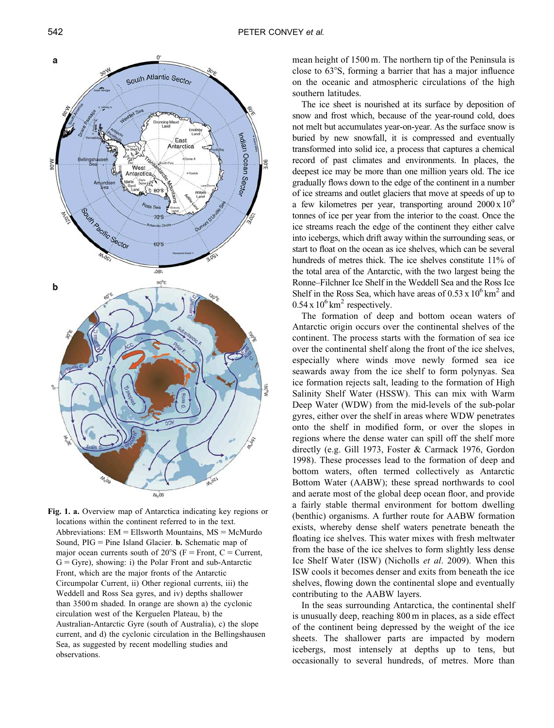Fig. 1. **a.** Overview map of Antarctica indicating key regions or locations within the continent referred to in the text. Abbreviations: EM = Ellsworth Mountains, MS = McMurdo Sound, PIG = Pine Island Glacier. **b.** Schematic map of major ocean currents south of 20°S (F = Front, C = Current, G = Gyre), showing: i) the Polar Front and sub-Antarctic Front, which are the major fronts of the Antarctic Circumpolar Current, ii) Other regional currents, iii) the Weddell and Ross Sea gyres, and iv) depths shallower than 3500 m shaded. In orange are shown a) the cyclonic circulation west of the Kerguelen Plateau, b) the Australian-Antarctic Gyre (south of Australia), c) the slope current, and d) the cyclonic circulation in the Bellingshausen Sea, as suggested by recent modelling studies and observations.

mean height of 1500 m. The northern tip of the Peninsula is close to 63°S, forming a barrier that has a major influence on the oceanic and atmospheric circulations of the high southern latitudes.

The ice sheet is nourished at its surface by deposition of snow and frost which, because of the year-round cold, does not melt but accumulates year-on-year. As the surface snow is buried by new snowfall, it is compressed and eventually transformed into solid ice, a process that captures a chemical record of past climates and environments. In places, the deepest ice may be more than one million years old. The ice gradually flows down to the edge of the continent in a number of ice streams and outlet glaciers that move at speeds of up to a few kilometres per year, transporting around $2000 \times 10^9$ tonnes of ice per year from the interior to the coast. Once the ice streams reach the edge of the continent they either calve into icebergs, which drift away within the surrounding seas, or start to float on the ocean as ice shelves, which can be several hundreds of metres thick. The ice shelves constitute 11% of the total area of the Antarctic, with the two largest being the Ronne–Filchner Ice Shelf in the Weddell Sea and the Ross Ice Shelf in the Ross Sea, which have areas of $0.53 \times 10^6$ km$^2$ and $0.54 \times 10^6$ km$^2$ respectively.

The formation of deep and bottom ocean waters of Antarctic origin occurs over the continental shelves of the continent. The process starts with the formation of sea ice over the continental shelf along the front of the ice shelves, especially where winds move newly formed sea ice seawards away from the ice shelf to form polynyas. Sea ice formation rejects salt, leading to the formation of High Salinity Shelf Water (HSSW). This can mix with Warm Deep Water (WDW) from the mid-levels of the sub-polar gyres, either over the shelf in areas where WDW penetrates onto the shelf in modified form, or over the slopes in regions where the dense water can spill off the shelf more directly (e.g. Gill 1973, Foster & Carmack 1976, Gordon 1998). These processes lead to the formation of deep and bottom waters, often termed collectively as Antarctic Bottom Water (AABW); these spread northwards to cool and aerate most of the global deep ocean floor, and provide a fairly stable thermal environment for bottom dwelling (benthic) organisms. A further route for AABW formation exists, whereby dense shelf waters penetrate beneath the floating ice shelves. This water mixes with fresh meltwater from the base of the ice shelves to form slightly less dense Ice Shelf Water (ISW) (Nicholls *et al*. 2009). When this ISW cools it becomes denser and exits from beneath the ice shelves, flowing down the continental slope and eventually contributing to the AABW layers.

In the seas surrounding Antarctica, the continental shelf is unusually deep, reaching 800 m in places, as a side effect of the continent being depressed by the weight of the ice sheets. The shallower parts are impacted by modern icebergs, most intensely at depths up to tens, but occasionally to several hundreds, of metres. More than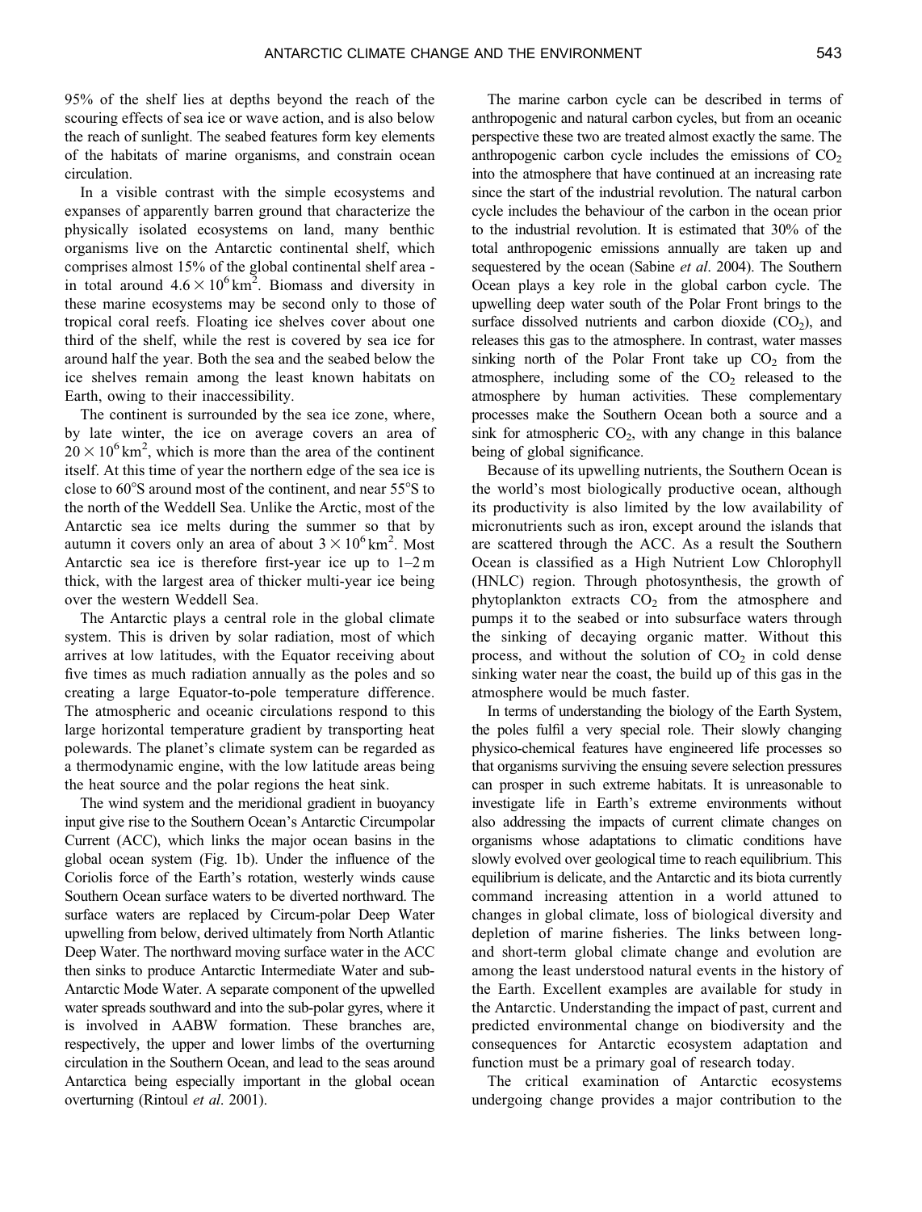95% of the shelf lies at depths beyond the reach of the scouring effects of sea ice or wave action, and is also below the reach of sunlight. The seabed features form key elements of the habitats of marine organisms, and constrain ocean circulation.

In a visible contrast with the simple ecosystems and expanses of apparently barren ground that characterize the physically isolated ecosystems on land, many benthic organisms live on the Antarctic continental shelf, which comprises almost 15% of the global continental shelf area - in total around $4.6 \times 10^6\,\text{km}^2$. Biomass and diversity in these marine ecosystems may be second only to those of tropical coral reefs. Floating ice shelves cover about one third of the shelf, while the rest is covered by sea ice for around half the year. Both the sea and the seabed below the ice shelves remain among the least known habitats on Earth, owing to their inaccessibility.

The continent is surrounded by the sea ice zone, where, by late winter, the ice on average covers an area of $20 \times 10^6\,\text{km}^2$, which is more than the area of the continent itself. At this time of year the northern edge of the sea ice is close to 60°S around most of the continent, and near 55°S to the north of the Weddell Sea. Unlike the Arctic, most of the Antarctic sea ice melts during the summer so that by autumn it covers only an area of about $3 \times 10^6\,\text{km}^2$. Most Antarctic sea ice is therefore first-year ice up to 1–2 m thick, with the largest area of thicker multi-year ice being over the western Weddell Sea.

The Antarctic plays a central role in the global climate system. This is driven by solar radiation, most of which arrives at low latitudes, with the Equator receiving about five times as much radiation annually as the poles and so creating a large Equator-to-pole temperature difference. The atmospheric and oceanic circulations respond to this large horizontal temperature gradient by transporting heat polewards. The planet's climate system can be regarded as a thermodynamic engine, with the low latitude areas being the heat source and the polar regions the heat sink.

The wind system and the meridional gradient in buoyancy input give rise to the Southern Ocean's Antarctic Circumpolar Current (ACC), which links the major ocean basins in the global ocean system (Fig. 1b). Under the influence of the Coriolis force of the Earth's rotation, westerly winds cause Southern Ocean surface waters to be diverted northward. The surface waters are replaced by Circum-polar Deep Water upwelling from below, derived ultimately from North Atlantic Deep Water. The northward moving surface water in the ACC then sinks to produce Antarctic Intermediate Water and sub-Antarctic Mode Water. A separate component of the upwelled water spreads southward and into the sub-polar gyres, where it is involved in AABW formation. These branches are, respectively, the upper and lower limbs of the overturning circulation in the Southern Ocean, and lead to the seas around Antarctica being especially important in the global ocean overturning (Rintoul *et al*. 2001).

The marine carbon cycle can be described in terms of anthropogenic and natural carbon cycles, but from an oceanic perspective these two are treated almost exactly the same. The anthropogenic carbon cycle includes the emissions of $CO_2$ into the atmosphere that have continued at an increasing rate since the start of the industrial revolution. The natural carbon cycle includes the behaviour of the carbon in the ocean prior to the industrial revolution. It is estimated that 30% of the total anthropogenic emissions annually are taken up and sequestered by the ocean (Sabine *et al*. 2004). The Southern Ocean plays a key role in the global carbon cycle. The upwelling deep water south of the Polar Front brings to the surface dissolved nutrients and carbon dioxide ($CO_2$), and releases this gas to the atmosphere. In contrast, water masses sinking north of the Polar Front take up $CO_2$ from the atmosphere, including some of the $CO_2$ released to the atmosphere by human activities. These complementary processes make the Southern Ocean both a source and a sink for atmospheric $CO_2$, with any change in this balance being of global significance.

Because of its upwelling nutrients, the Southern Ocean is the world's most biologically productive ocean, although its productivity is also limited by the low availability of micronutrients such as iron, except around the islands that are scattered through the ACC. As a result the Southern Ocean is classified as a High Nutrient Low Chlorophyll (HNLC) region. Through photosynthesis, the growth of phytoplankton extracts $CO_2$ from the atmosphere and pumps it to the seabed or into subsurface waters through the sinking of decaying organic matter. Without this process, and without the solution of $CO_2$ in cold dense sinking water near the coast, the build up of this gas in the atmosphere would be much faster.

In terms of understanding the biology of the Earth System, the poles fulfil a very special role. Their slowly changing physico-chemical features have engineered life processes so that organisms surviving the ensuing severe selection pressures can prosper in such extreme habitats. It is unreasonable to investigate life in Earth's extreme environments without also addressing the impacts of current climate changes on organisms whose adaptations to climatic conditions have slowly evolved over geological time to reach equilibrium. This equilibrium is delicate, and the Antarctic and its biota currently command increasing attention in a world attuned to changes in global climate, loss of biological diversity and depletion of marine fisheries. The links between long- and short-term global climate change and evolution are among the least understood natural events in the history of the Earth. Excellent examples are available for study in the Antarctic. Understanding the impact of past, current and predicted environmental change on biodiversity and the consequences for Antarctic ecosystem adaptation and function must be a primary goal of research today.

The critical examination of Antarctic ecosystems undergoing change provides a major contribution to the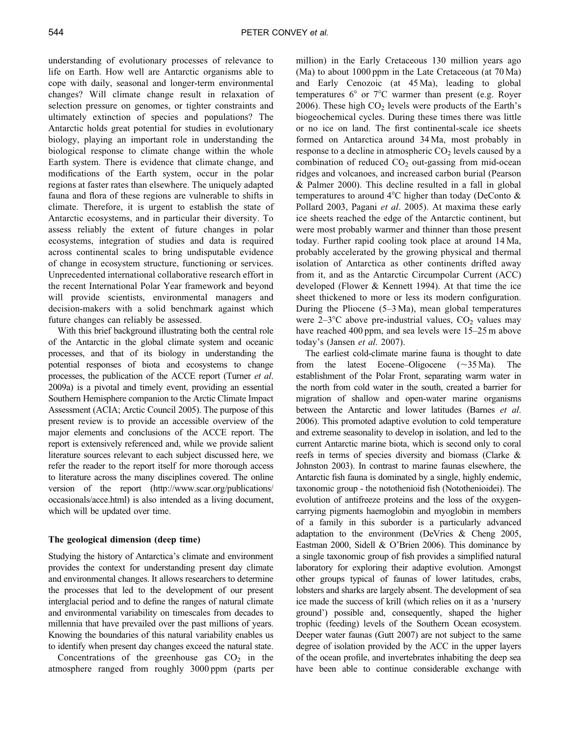understanding of evolutionary processes of relevance to life on Earth. How well are Antarctic organisms able to cope with daily, seasonal and longer-term environmental changes? Will climate change result in relaxation of selection pressure on genomes, or tighter constraints and ultimately extinction of species and populations? The Antarctic holds great potential for studies in evolutionary biology, playing an important role in understanding the biological response to climate change within the whole Earth system. There is evidence that climate change, and modifications of the Earth system, occur in the polar regions at faster rates than elsewhere. The uniquely adapted fauna and flora of these regions are vulnerable to shifts in climate. Therefore, it is urgent to establish the state of Antarctic ecosystems, and in particular their diversity. To assess reliably the extent of future changes in polar ecosystems, integration of studies and data is required across continental scales to bring undisputable evidence of change in ecosystem structure, functioning or services. Unprecedented international collaborative research effort in the recent International Polar Year framework and beyond will provide scientists, environmental managers and decision-makers with a solid benchmark against which future changes can reliably be assessed.

With this brief background illustrating both the central role of the Antarctic in the global climate system and oceanic processes, and that of its biology in understanding the potential responses of biota and ecosystems to change processes, the publication of the ACCE report (Turner *et al*. 2009a) is a pivotal and timely event, providing an essential Southern Hemisphere companion to the Arctic Climate Impact Assessment (ACIA; Arctic Council 2005). The purpose of this present review is to provide an accessible overview of the major elements and conclusions of the ACCE report. The report is extensively referenced and, while we provide salient literature sources relevant to each subject discussed here, we refer the reader to the report itself for more thorough access to literature across the many disciplines covered. The online version of the report (http://www.scar.org/publications/occasionals/acce.html) is also intended as a living document, which will be updated over time.

## The geological dimension (deep time)

Studying the history of Antarctica's climate and environment provides the context for understanding present day climate and environmental changes. It allows researchers to determine the processes that led to the development of our present interglacial period and to define the ranges of natural climate and environmental variability on timescales from decades to millennia that have prevailed over the past millions of years. Knowing the boundaries of this natural variability enables us to identify when present day changes exceed the natural state.

Concentrations of the greenhouse gas $CO_2$ in the atmosphere ranged from roughly 3000 ppm (parts per million) in the Early Cretaceous 130 million years ago (Ma) to about 1000 ppm in the Late Cretaceous (at 70 Ma) and Early Cenozoic (at 45 Ma), leading to global temperatures 6° or 7°C warmer than present (e.g. Royer 2006). These high $CO_2$ levels were products of the Earth's biogeochemical cycles. During these times there was little or no ice on land. The first continental-scale ice sheets formed on Antarctica around 34 Ma, most probably in response to a decline in atmospheric $CO_2$ levels caused by a combination of reduced $CO_2$ out-gassing from mid-ocean ridges and volcanoes, and increased carbon burial (Pearson & Palmer 2000). This decline resulted in a fall in global temperatures to around 4°C higher than today (DeConto & Pollard 2003, Pagani *et al*. 2005). At maxima these early ice sheets reached the edge of the Antarctic continent, but were most probably warmer and thinner than those present today. Further rapid cooling took place at around 14 Ma, probably accelerated by the growing physical and thermal isolation of Antarctica as other continents drifted away from it, and as the Antarctic Circumpolar Current (ACC) developed (Flower & Kennett 1994). At that time the ice sheet thickened to more or less its modern configuration. During the Pliocene (5–3 Ma), mean global temperatures were 2–3°C above pre-industrial values, $CO_2$ values may have reached 400 ppm, and sea levels were 15–25 m above today's (Jansen *et al*. 2007).

The earliest cold-climate marine fauna is thought to date from the latest Eocene–Oligocene (~35 Ma). The establishment of the Polar Front, separating warm water in the north from cold water in the south, created a barrier for migration of shallow and open-water marine organisms between the Antarctic and lower latitudes (Barnes *et al*. 2006). This promoted adaptive evolution to cold temperature and extreme seasonality to develop in isolation, and led to the current Antarctic marine biota, which is second only to coral reefs in terms of species diversity and biomass (Clarke & Johnston 2003). In contrast to marine faunas elsewhere, the Antarctic fish fauna is dominated by a single, highly endemic, taxonomic group - the notothenioid fish (Notothenioidei). The evolution of antifreeze proteins and the loss of the oxygen-carrying pigments haemoglobin and myoglobin in members of a family in this suborder is a particularly advanced adaptation to the environment (DeVries & Cheng 2005, Eastman 2000, Sidell & O'Brien 2006). This dominance by a single taxonomic group of fish provides a simplified natural laboratory for exploring their adaptive evolution. Amongst other groups typical of faunas of lower latitudes, crabs, lobsters and sharks are largely absent. The development of sea ice made the success of krill (which relies on it as a 'nursery ground') possible and, consequently, shaped the higher trophic (feeding) levels of the Southern Ocean ecosystem. Deeper water faunas (Gutt 2007) are not subject to the same degree of isolation provided by the ACC in the upper layers of the ocean profile, and invertebrates inhabiting the deep sea have been able to continue considerable exchange with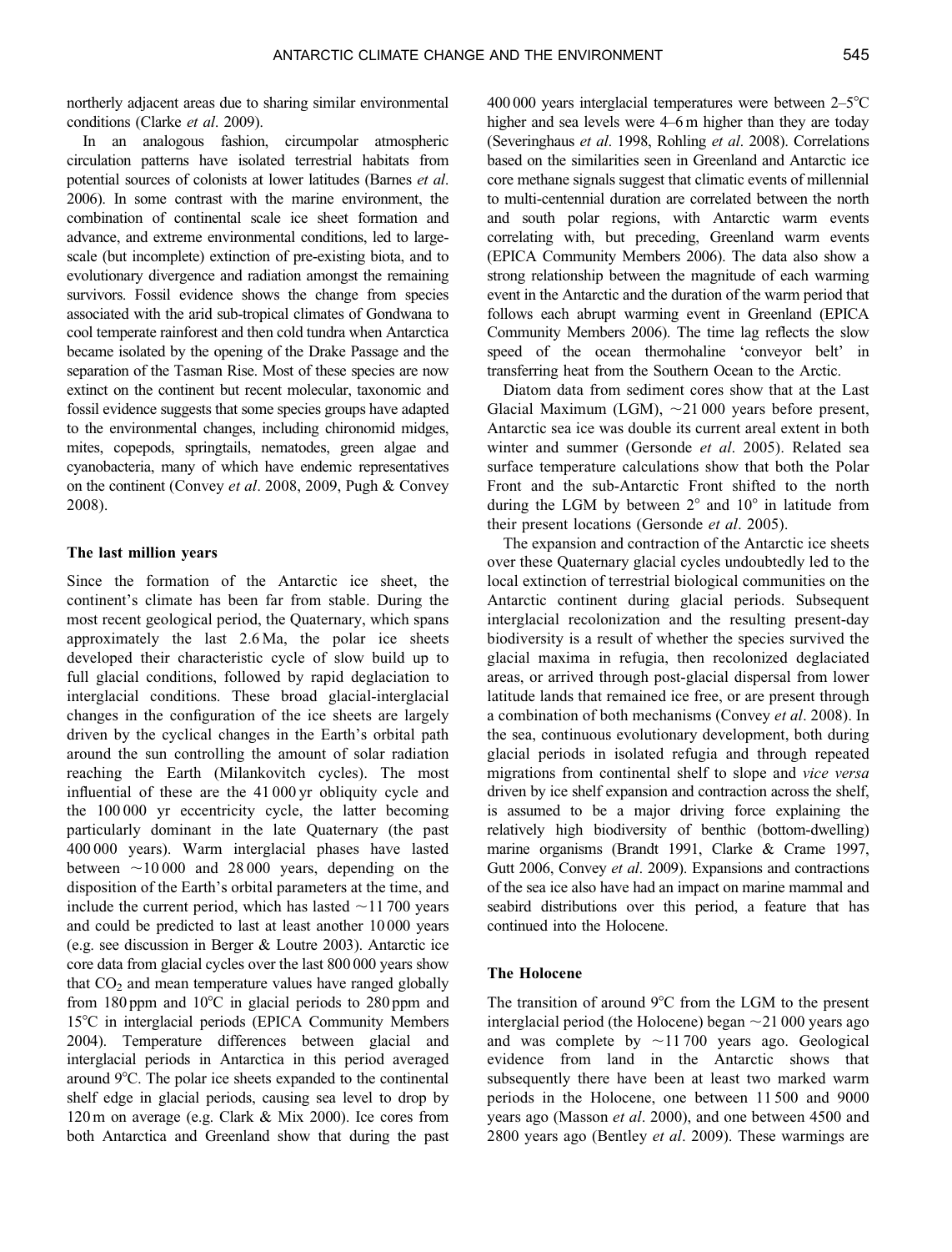northerly adjacent areas due to sharing similar environmental conditions (Clarke *et al*. 2009).

In an analogous fashion, circumpolar atmospheric circulation patterns have isolated terrestrial habitats from potential sources of colonists at lower latitudes (Barnes *et al*. 2006). In some contrast with the marine environment, the combination of continental scale ice sheet formation and advance, and extreme environmental conditions, led to large-scale (but incomplete) extinction of pre-existing biota, and to evolutionary divergence and radiation amongst the remaining survivors. Fossil evidence shows the change from species associated with the arid sub-tropical climates of Gondwana to cool temperate rainforest and then cold tundra when Antarctica became isolated by the opening of the Drake Passage and the separation of the Tasman Rise. Most of these species are now extinct on the continent but recent molecular, taxonomic and fossil evidence suggests that some species groups have adapted to the environmental changes, including chironomid midges, mites, copepods, springtails, nematodes, green algae and cyanobacteria, many of which have endemic representatives on the continent (Convey *et al*. 2008, 2009, Pugh & Convey 2008).

### The last million years

Since the formation of the Antarctic ice sheet, the continent's climate has been far from stable. During the most recent geological period, the Quaternary, which spans approximately the last 2.6 Ma, the polar ice sheets developed their characteristic cycle of slow build up to full glacial conditions, followed by rapid deglaciation to interglacial conditions. These broad glacial-interglacial changes in the configuration of the ice sheets are largely driven by the cyclical changes in the Earth's orbital path around the sun controlling the amount of solar radiation reaching the Earth (Milankovitch cycles). The most influential of these are the 41 000 yr obliquity cycle and the 100 000 yr eccentricity cycle, the latter becoming particularly dominant in the late Quaternary (the past 400 000 years). Warm interglacial phases have lasted between ~10 000 and 28 000 years, depending on the disposition of the Earth's orbital parameters at the time, and include the current period, which has lasted ~11 700 years and could be predicted to last at least another 10 000 years (e.g. see discussion in Berger & Loutre 2003). Antarctic ice core data from glacial cycles over the last 800 000 years show that $CO_2$ and mean temperature values have ranged globally from 180 ppm and 10°C in glacial periods to 280 ppm and 15°C in interglacial periods (EPICA Community Members 2004). Temperature differences between glacial and interglacial periods in Antarctica in this period averaged around 9°C. The polar ice sheets expanded to the continental shelf edge in glacial periods, causing sea level to drop by 120 m on average (e.g. Clark & Mix 2000). Ice cores from both Antarctica and Greenland show that during the past 400 000 years interglacial temperatures were between 2–5°C higher and sea levels were 4–6 m higher than they are today (Severinghaus *et al*. 1998, Rohling *et al*. 2008). Correlations based on the similarities seen in Greenland and Antarctic ice core methane signals suggest that climatic events of millennial to multi-centennial duration are correlated between the north and south polar regions, with Antarctic warm events correlating with, but preceding, Greenland warm events (EPICA Community Members 2006). The data also show a strong relationship between the magnitude of each warming event in the Antarctic and the duration of the warm period that follows each abrupt warming event in Greenland (EPICA Community Members 2006). The time lag reflects the slow speed of the ocean thermohaline 'conveyor belt' in transferring heat from the Southern Ocean to the Arctic.

Diatom data from sediment cores show that at the Last Glacial Maximum (LGM), ~21 000 years before present, Antarctic sea ice was double its current areal extent in both winter and summer (Gersonde *et al*. 2005). Related sea surface temperature calculations show that both the Polar Front and the sub-Antarctic Front shifted to the north during the LGM by between 2° and 10° in latitude from their present locations (Gersonde *et al*. 2005).

The expansion and contraction of the Antarctic ice sheets over these Quaternary glacial cycles undoubtedly led to the local extinction of terrestrial biological communities on the Antarctic continent during glacial periods. Subsequent interglacial recolonization and the resulting present-day biodiversity is a result of whether the species survived the glacial maxima in refugia, then recolonized deglaciated areas, or arrived through post-glacial dispersal from lower latitude lands that remained ice free, or are present through a combination of both mechanisms (Convey *et al*. 2008). In the sea, continuous evolutionary development, both during glacial periods in isolated refugia and through repeated migrations from continental shelf to slope and *vice versa* driven by ice shelf expansion and contraction across the shelf, is assumed to be a major driving force explaining the relatively high biodiversity of benthic (bottom-dwelling) marine organisms (Brandt 1991, Clarke & Crame 1997, Gutt 2006, Convey *et al*. 2009). Expansions and contractions of the sea ice also have had an impact on marine mammal and seabird distributions over this period, a feature that has continued into the Holocene.

### The Holocene

The transition of around 9°C from the LGM to the present interglacial period (the Holocene) began ~21 000 years ago and was complete by ~11 700 years ago. Geological evidence from land in the Antarctic shows that subsequently there have been at least two marked warm periods in the Holocene, one between 11 500 and 9000 years ago (Masson *et al*. 2000), and one between 4500 and 2800 years ago (Bentley *et al*. 2009). These warmings are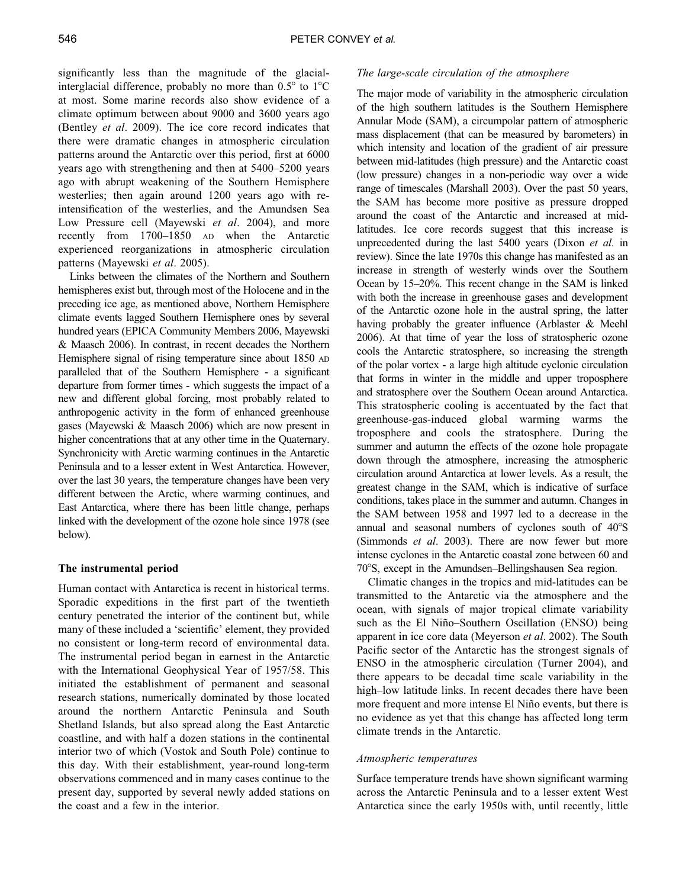significantly less than the magnitude of the glacial-interglacial difference, probably no more than 0.5° to 1°C at most. Some marine records also show evidence of a climate optimum between about 9000 and 3600 years ago (Bentley *et al*. 2009). The ice core record indicates that there were dramatic changes in atmospheric circulation patterns around the Antarctic over this period, first at 6000 years ago with strengthening and then at 5400–5200 years ago with abrupt weakening of the Southern Hemisphere westerlies; then again around 1200 years ago with re-intensification of the westerlies, and the Amundsen Sea Low Pressure cell (Mayewski *et al*. 2004), and more recently from 1700–1850 AD when the Antarctic experienced reorganizations in atmospheric circulation patterns (Mayewski *et al*. 2005).

Links between the climates of the Northern and Southern hemispheres exist but, through most of the Holocene and in the preceding ice age, as mentioned above, Northern Hemisphere climate events lagged Southern Hemisphere ones by several hundred years (EPICA Community Members 2006, Mayewski & Maasch 2006). In contrast, in recent decades the Northern Hemisphere signal of rising temperature since about 1850 AD paralleled that of the Southern Hemisphere - a significant departure from former times - which suggests the impact of a new and different global forcing, most probably related to anthropogenic activity in the form of enhanced greenhouse gases (Mayewski & Maasch 2006) which are now present in higher concentrations that at any other time in the Quaternary. Synchronicity with Arctic warming continues in the Antarctic Peninsula and to a lesser extent in West Antarctica. However, over the last 30 years, the temperature changes have been very different between the Arctic, where warming continues, and East Antarctica, where there has been little change, perhaps linked with the development of the ozone hole since 1978 (see below).

## The instrumental period

Human contact with Antarctica is recent in historical terms. Sporadic expeditions in the first part of the twentieth century penetrated the interior of the continent but, while many of these included a 'scientific' element, they provided no consistent or long-term record of environmental data. The instrumental period began in earnest in the Antarctic with the International Geophysical Year of 1957/58. This initiated the establishment of permanent and seasonal research stations, numerically dominated by those located around the northern Antarctic Peninsula and South Shetland Islands, but also spread along the East Antarctic coastline, and with half a dozen stations in the continental interior two of which (Vostok and South Pole) continue to this day. With their establishment, year-round long-term observations commenced and in many cases continue to the present day, supported by several newly added stations on the coast and a few in the interior.

### *The large-scale circulation of the atmosphere*

The major mode of variability in the atmospheric circulation of the high southern latitudes is the Southern Hemisphere Annular Mode (SAM), a circumpolar pattern of atmospheric mass displacement (that can be measured by barometers) in which intensity and location of the gradient of air pressure between mid-latitudes (high pressure) and the Antarctic coast (low pressure) changes in a non-periodic way over a wide range of timescales (Marshall 2003). Over the past 50 years, the SAM has become more positive as pressure dropped around the coast of the Antarctic and increased at mid-latitudes. Ice core records suggest that this increase is unprecedented during the last 5400 years (Dixon *et al*. in review). Since the late 1970s this change has manifested as an increase in strength of westerly winds over the Southern Ocean by 15–20%. This recent change in the SAM is linked with both the increase in greenhouse gases and development of the Antarctic ozone hole in the austral spring, the latter having probably the greater influence (Arblaster & Meehl 2006). At that time of year the loss of stratospheric ozone cools the Antarctic stratosphere, so increasing the strength of the polar vortex - a large high altitude cyclonic circulation that forms in winter in the middle and upper troposphere and stratosphere over the Southern Ocean around Antarctica. This stratospheric cooling is accentuated by the fact that greenhouse-gas-induced global warming warms the troposphere and cools the stratosphere. During the summer and autumn the effects of the ozone hole propagate down through the atmosphere, increasing the atmospheric circulation around Antarctica at lower levels. As a result, the greatest change in the SAM, which is indicative of surface conditions, takes place in the summer and autumn. Changes in the SAM between 1958 and 1997 led to a decrease in the annual and seasonal numbers of cyclones south of 40°S (Simmonds *et al*. 2003). There are now fewer but more intense cyclones in the Antarctic coastal zone between 60 and 70°S, except in the Amundsen–Bellingshausen Sea region.

Climatic changes in the tropics and mid-latitudes can be transmitted to the Antarctic via the atmosphere and the ocean, with signals of major tropical climate variability such as the El Niño–Southern Oscillation (ENSO) being apparent in ice core data (Meyerson *et al*. 2002). The South Pacific sector of the Antarctic has the strongest signals of ENSO in the atmospheric circulation (Turner 2004), and there appears to be decadal time scale variability in the high–low latitude links. In recent decades there have been more frequent and more intense El Niño events, but there is no evidence as yet that this change has affected long term climate trends in the Antarctic.

### *Atmospheric temperatures*

Surface temperature trends have shown significant warming across the Antarctic Peninsula and to a lesser extent West Antarctica since the early 1950s with, until recently, little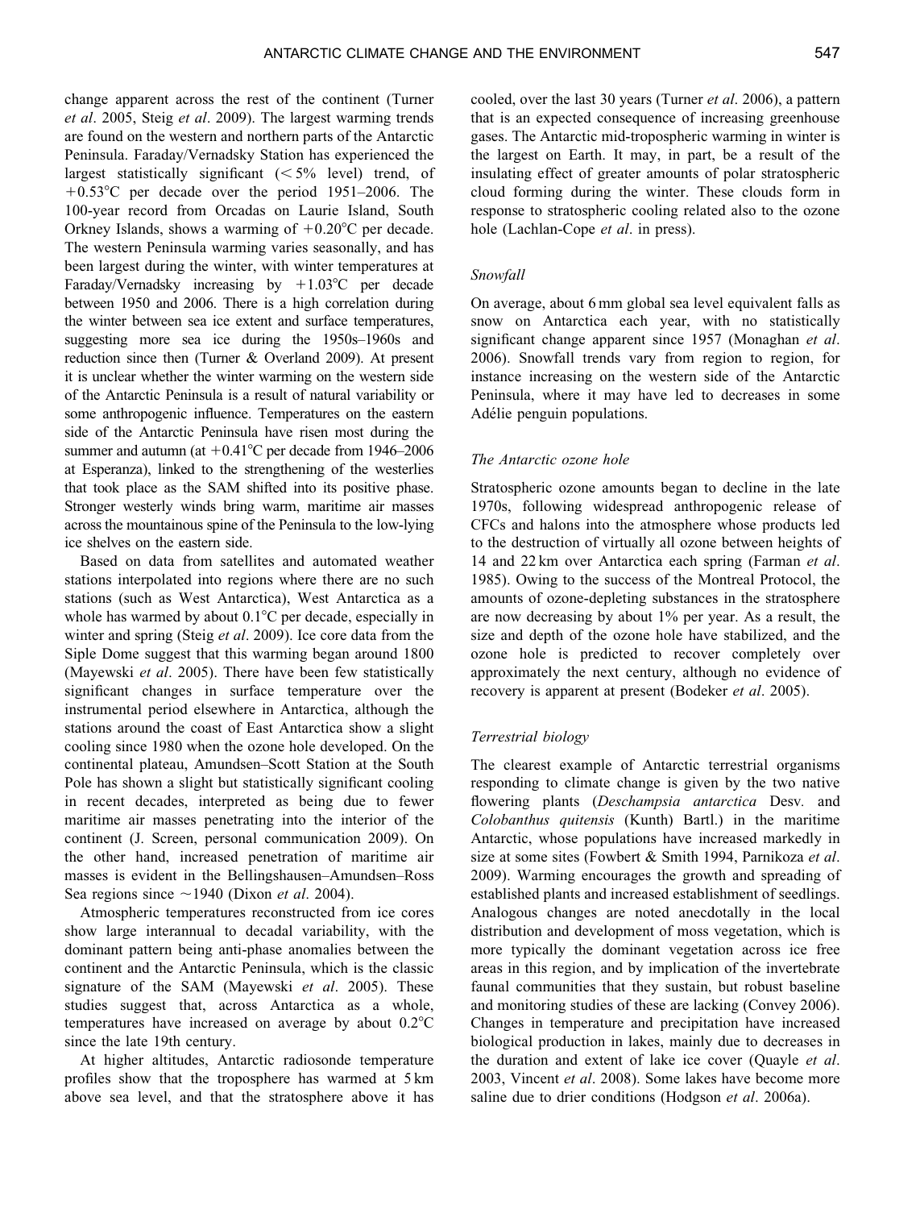change apparent across the rest of the continent (Turner *et al*. 2005, Steig *et al*. 2009). The largest warming trends are found on the western and northern parts of the Antarctic Peninsula. Faraday/Vernadsky Station has experienced the largest statistically significant (< 5% level) trend, of +0.53°C per decade over the period 1951–2006. The 100-year record from Orcadas on Laurie Island, South Orkney Islands, shows a warming of +0.20°C per decade. The western Peninsula warming varies seasonally, and has been largest during the winter, with winter temperatures at Faraday/Vernadsky increasing by +1.03°C per decade between 1950 and 2006. There is a high correlation during the winter between sea ice extent and surface temperatures, suggesting more sea ice during the 1950s–1960s and reduction since then (Turner & Overland 2009). At present it is unclear whether the winter warming on the western side of the Antarctic Peninsula is a result of natural variability or some anthropogenic influence. Temperatures on the eastern side of the Antarctic Peninsula have risen most during the summer and autumn (at +0.41°C per decade from 1946–2006 at Esperanza), linked to the strengthening of the westerlies that took place as the SAM shifted into its positive phase. Stronger westerly winds bring warm, maritime air masses across the mountainous spine of the Peninsula to the low-lying ice shelves on the eastern side.

Based on data from satellites and automated weather stations interpolated into regions where there are no such stations (such as West Antarctica), West Antarctica as a whole has warmed by about 0.1°C per decade, especially in winter and spring (Steig *et al*. 2009). Ice core data from the Siple Dome suggest that this warming began around 1800 (Mayewski *et al*. 2005). There have been few statistically significant changes in surface temperature over the instrumental period elsewhere in Antarctica, although the stations around the coast of East Antarctica show a slight cooling since 1980 when the ozone hole developed. On the continental plateau, Amundsen–Scott Station at the South Pole has shown a slight but statistically significant cooling in recent decades, interpreted as being due to fewer maritime air masses penetrating into the interior of the continent (J. Screen, personal communication 2009). On the other hand, increased penetration of maritime air masses is evident in the Bellingshausen–Amundsen–Ross Sea regions since ~1940 (Dixon *et al*. 2004).

Atmospheric temperatures reconstructed from ice cores show large interannual to decadal variability, with the dominant pattern being anti-phase anomalies between the continent and the Antarctic Peninsula, which is the classic signature of the SAM (Mayewski *et al*. 2005). These studies suggest that, across Antarctica as a whole, temperatures have increased on average by about 0.2°C since the late 19th century.

At higher altitudes, Antarctic radiosonde temperature profiles show that the troposphere has warmed at 5 km above sea level, and that the stratosphere above it has cooled, over the last 30 years (Turner *et al*. 2006), a pattern that is an expected consequence of increasing greenhouse gases. The Antarctic mid-tropospheric warming in winter is the largest on Earth. It may, in part, be a result of the insulating effect of greater amounts of polar stratospheric cloud forming during the winter. These clouds form in response to stratospheric cooling related also to the ozone hole (Lachlan-Cope *et al*. in press).

### *Snowfall*

On average, about 6 mm global sea level equivalent falls as snow on Antarctica each year, with no statistically significant change apparent since 1957 (Monaghan *et al*. 2006). Snowfall trends vary from region to region, for instance increasing on the western side of the Antarctic Peninsula, where it may have led to decreases in some Adélie penguin populations.

### *The Antarctic ozone hole*

Stratospheric ozone amounts began to decline in the late 1970s, following widespread anthropogenic release of CFCs and halons into the atmosphere whose products led to the destruction of virtually all ozone between heights of 14 and 22 km over Antarctica each spring (Farman *et al*. 1985). Owing to the success of the Montreal Protocol, the amounts of ozone-depleting substances in the stratosphere are now decreasing by about 1% per year. As a result, the size and depth of the ozone hole have stabilized, and the ozone hole is predicted to recover completely over approximately the next century, although no evidence of recovery is apparent at present (Bodeker *et al*. 2005).

### *Terrestrial biology*

The clearest example of Antarctic terrestrial organisms responding to climate change is given by the two native flowering plants (*Deschampsia antarctica* Desv. and *Colobanthus quitensis* (Kunth) Bartl.) in the maritime Antarctic, whose populations have increased markedly in size at some sites (Fowbert & Smith 1994, Parnikoza *et al*. 2009). Warming encourages the growth and spreading of established plants and increased establishment of seedlings. Analogous changes are noted anecdotally in the local distribution and development of moss vegetation, which is more typically the dominant vegetation across ice free areas in this region, and by implication of the invertebrate faunal communities that they sustain, but robust baseline and monitoring studies of these are lacking (Convey 2006). Changes in temperature and precipitation have increased biological production in lakes, mainly due to decreases in the duration and extent of lake ice cover (Quayle *et al*. 2003, Vincent *et al*. 2008). Some lakes have become more saline due to drier conditions (Hodgson *et al*. 2006a).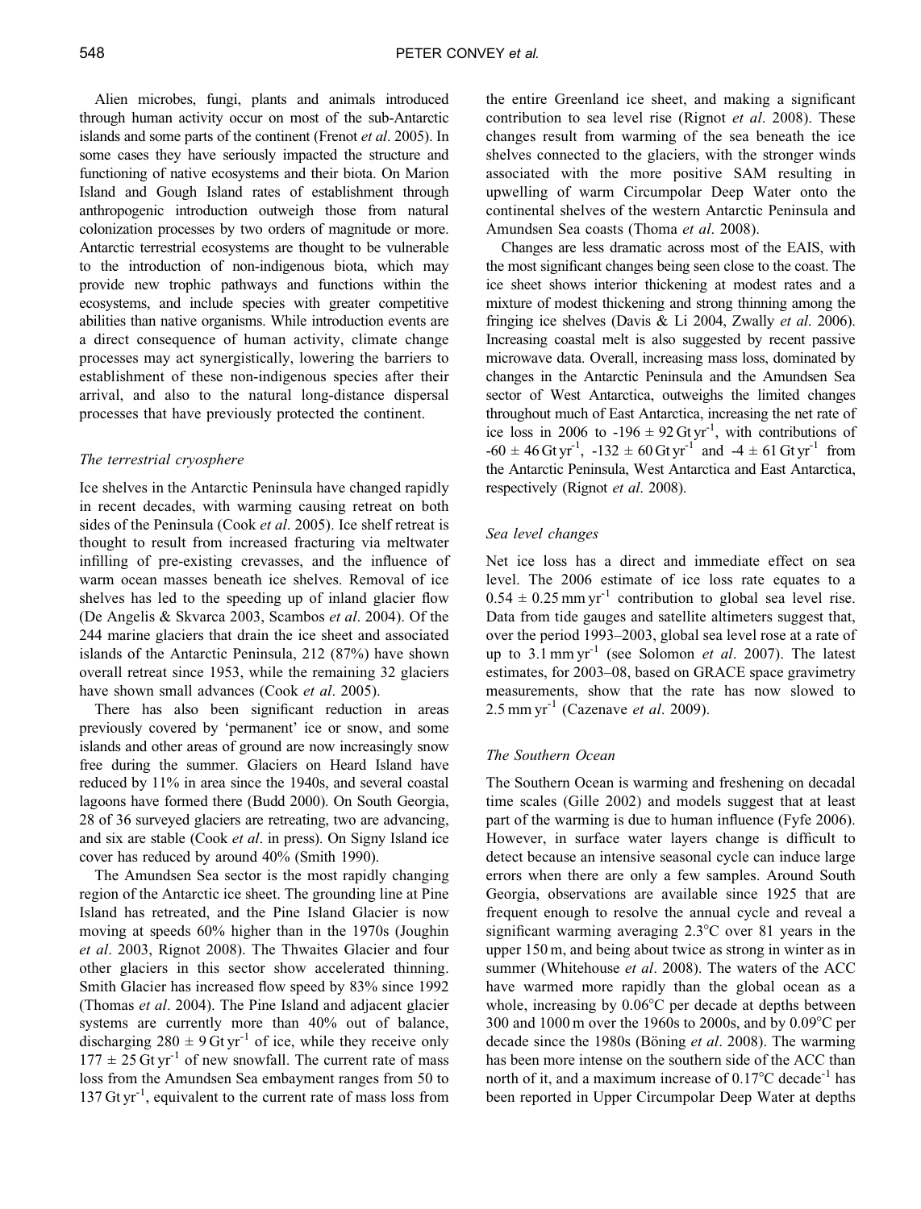Alien microbes, fungi, plants and animals introduced through human activity occur on most of the sub-Antarctic islands and some parts of the continent (Frenot *et al*. 2005). In some cases they have seriously impacted the structure and functioning of native ecosystems and their biota. On Marion Island and Gough Island rates of establishment through anthropogenic introduction outweigh those from natural colonization processes by two orders of magnitude or more. Antarctic terrestrial ecosystems are thought to be vulnerable to the introduction of non-indigenous biota, which may provide new trophic pathways and functions within the ecosystems, and include species with greater competitive abilities than native organisms. While introduction events are a direct consequence of human activity, climate change processes may act synergistically, lowering the barriers to establishment of these non-indigenous species after their arrival, and also to the natural long-distance dispersal processes that have previously protected the continent.

### *The terrestrial cryosphere*

Ice shelves in the Antarctic Peninsula have changed rapidly in recent decades, with warming causing retreat on both sides of the Peninsula (Cook *et al*. 2005). Ice shelf retreat is thought to result from increased fracturing via meltwater infilling of pre-existing crevasses, and the influence of warm ocean masses beneath ice shelves. Removal of ice shelves has led to the speeding up of inland glacier flow (De Angelis & Skvarca 2003, Scambos *et al*. 2004). Of the 244 marine glaciers that drain the ice sheet and associated islands of the Antarctic Peninsula, 212 (87%) have shown overall retreat since 1953, while the remaining 32 glaciers have shown small advances (Cook *et al*. 2005).

There has also been significant reduction in areas previously covered by 'permanent' ice or snow, and some islands and other areas of ground are now increasingly snow free during the summer. Glaciers on Heard Island have reduced by 11% in area since the 1940s, and several coastal lagoons have formed there (Budd 2000). On South Georgia, 28 of 36 surveyed glaciers are retreating, two are advancing, and six are stable (Cook *et al*. in press). On Signy Island ice cover has reduced by around 40% (Smith 1990).

The Amundsen Sea sector is the most rapidly changing region of the Antarctic ice sheet. The grounding line at Pine Island has retreated, and the Pine Island Glacier is now moving at speeds 60% higher than in the 1970s (Joughin *et al*. 2003, Rignot 2008). The Thwaites Glacier and four other glaciers in this sector show accelerated thinning. Smith Glacier has increased flow speed by 83% since 1992 (Thomas *et al*. 2004). The Pine Island and adjacent glacier systems are currently more than 40% out of balance, discharging $280 \pm 9\ \mathrm{Gt\,yr^{-1}}$ of ice, while they receive only $177 \pm 25\ \mathrm{Gt\,yr^{-1}}$ of new snowfall. The current rate of mass loss from the Amundsen Sea embayment ranges from 50 to $137\ \mathrm{Gt\,yr^{-1}}$, equivalent to the current rate of mass loss from the entire Greenland ice sheet, and making a significant contribution to sea level rise (Rignot *et al*. 2008). These changes result from warming of the sea beneath the ice shelves connected to the glaciers, with the stronger winds associated with the more positive SAM resulting in upwelling of warm Circumpolar Deep Water onto the continental shelves of the western Antarctic Peninsula and Amundsen Sea coasts (Thoma *et al*. 2008).

Changes are less dramatic across most of the EAIS, with the most significant changes being seen close to the coast. The ice sheet shows interior thickening at modest rates and a mixture of modest thickening and strong thinning among the fringing ice shelves (Davis & Li 2004, Zwally *et al*. 2006). Increasing coastal melt is also suggested by recent passive microwave data. Overall, increasing mass loss, dominated by changes in the Antarctic Peninsula and the Amundsen Sea sector of West Antarctica, outweighs the limited changes throughout much of East Antarctica, increasing the net rate of ice loss in 2006 to $-196 \pm 92\ \mathrm{Gt\,yr^{-1}}$, with contributions of $-60 \pm 46\ \mathrm{Gt\,yr^{-1}}$, $-132 \pm 60\ \mathrm{Gt\,yr^{-1}}$ and $-4 \pm 61\ \mathrm{Gt\,yr^{-1}}$ from the Antarctic Peninsula, West Antarctica and East Antarctica, respectively (Rignot *et al*. 2008).

### *Sea level changes*

Net ice loss has a direct and immediate effect on sea level. The 2006 estimate of ice loss rate equates to a $0.54 \pm 0.25\ \mathrm{mm\,yr^{-1}}$ contribution to global sea level rise. Data from tide gauges and satellite altimeters suggest that, over the period 1993–2003, global sea level rose at a rate of up to $3.1\ \mathrm{mm\,yr^{-1}}$ (see Solomon *et al*. 2007). The latest estimates, for 2003–08, based on GRACE space gravimetry measurements, show that the rate has now slowed to $2.5\ \mathrm{mm\,yr^{-1}}$ (Cazenave *et al*. 2009).

### *The Southern Ocean*

The Southern Ocean is warming and freshening on decadal time scales (Gille 2002) and models suggest that at least part of the warming is due to human influence (Fyfe 2006). However, in surface water layers change is difficult to detect because an intensive seasonal cycle can induce large errors when there are only a few samples. Around South Georgia, observations are available since 1925 that are frequent enough to resolve the annual cycle and reveal a significant warming averaging 2.3°C over 81 years in the upper 150 m, and being about twice as strong in winter as in summer (Whitehouse *et al*. 2008). The waters of the ACC have warmed more rapidly than the global ocean as a whole, increasing by 0.06°C per decade at depths between 300 and 1000 m over the 1960s to 2000s, and by 0.09°C per decade since the 1980s (Böning *et al*. 2008). The warming has been more intense on the southern side of the ACC than north of it, and a maximum increase of $0.17°\mathrm{C\ decade^{-1}}$ has been reported in Upper Circumpolar Deep Water at depths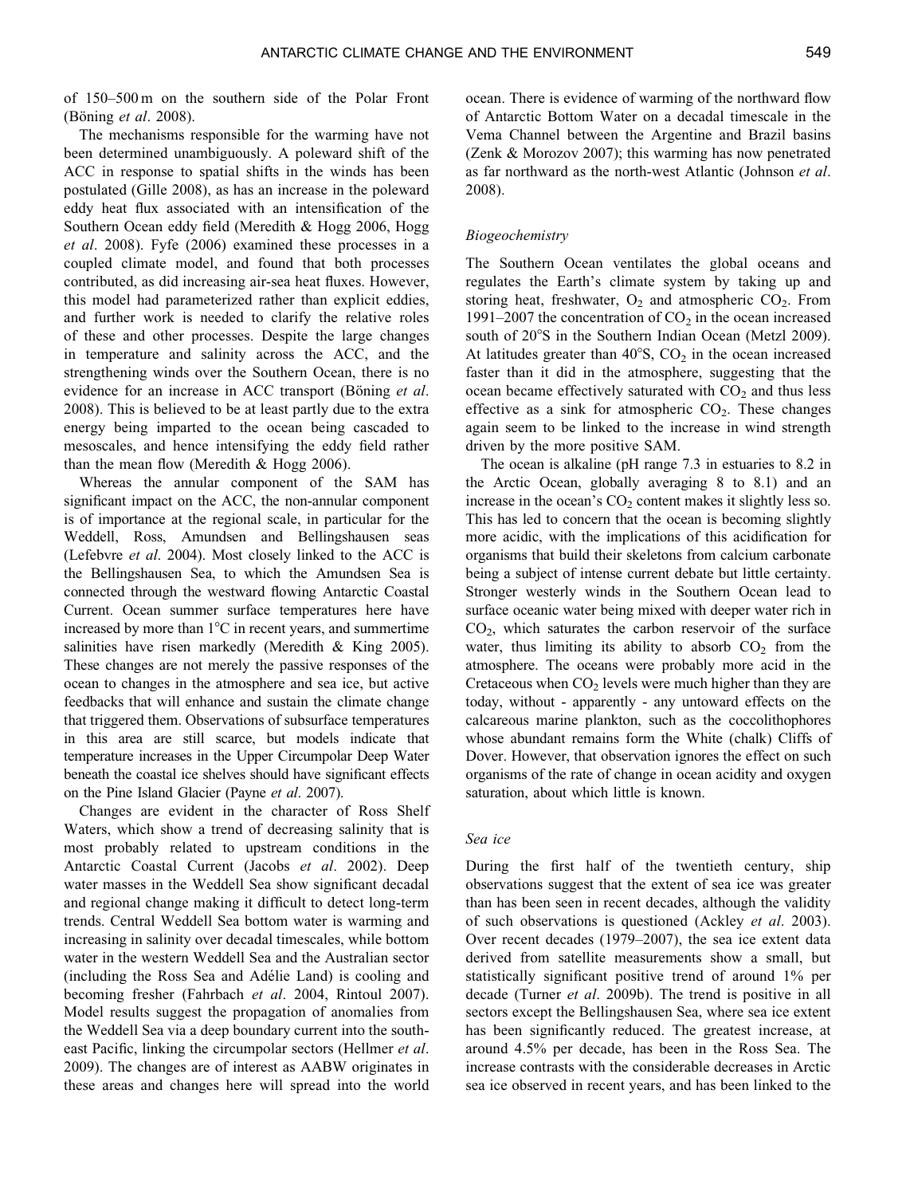of 150–500 m on the southern side of the Polar Front (Böning *et al*. 2008).

The mechanisms responsible for the warming have not been determined unambiguously. A poleward shift of the ACC in response to spatial shifts in the winds has been postulated (Gille 2008), as has an increase in the poleward eddy heat flux associated with an intensification of the Southern Ocean eddy field (Meredith & Hogg 2006, Hogg *et al*. 2008). Fyfe (2006) examined these processes in a coupled climate model, and found that both processes contributed, as did increasing air-sea heat fluxes. However, this model had parameterized rather than explicit eddies, and further work is needed to clarify the relative roles of these and other processes. Despite the large changes in temperature and salinity across the ACC, and the strengthening winds over the Southern Ocean, there is no evidence for an increase in ACC transport (Böning *et al*. 2008). This is believed to be at least partly due to the extra energy being imparted to the ocean being cascaded to mesoscales, and hence intensifying the eddy field rather than the mean flow (Meredith & Hogg 2006).

Whereas the annular component of the SAM has significant impact on the ACC, the non-annular component is of importance at the regional scale, in particular for the Weddell, Ross, Amundsen and Bellingshausen seas (Lefebvre *et al*. 2004). Most closely linked to the ACC is the Bellingshausen Sea, to which the Amundsen Sea is connected through the westward flowing Antarctic Coastal Current. Ocean summer surface temperatures here have increased by more than 1°C in recent years, and summertime salinities have risen markedly (Meredith & King 2005). These changes are not merely the passive responses of the ocean to changes in the atmosphere and sea ice, but active feedbacks that will enhance and sustain the climate change that triggered them. Observations of subsurface temperatures in this area are still scarce, but models indicate that temperature increases in the Upper Circumpolar Deep Water beneath the coastal ice shelves should have significant effects on the Pine Island Glacier (Payne *et al*. 2007).

Changes are evident in the character of Ross Shelf Waters, which show a trend of decreasing salinity that is most probably related to upstream conditions in the Antarctic Coastal Current (Jacobs *et al*. 2002). Deep water masses in the Weddell Sea show significant decadal and regional change making it difficult to detect long-term trends. Central Weddell Sea bottom water is warming and increasing in salinity over decadal timescales, while bottom water in the western Weddell Sea and the Australian sector (including the Ross Sea and Adélie Land) is cooling and becoming fresher (Fahrbach *et al*. 2004, Rintoul 2007). Model results suggest the propagation of anomalies from the Weddell Sea via a deep boundary current into the south-east Pacific, linking the circumpolar sectors (Hellmer *et al*. 2009). The changes are of interest as AABW originates in these areas and changes here will spread into the world ocean. There is evidence of warming of the northward flow of Antarctic Bottom Water on a decadal timescale in the Vema Channel between the Argentine and Brazil basins (Zenk & Morozov 2007); this warming has now penetrated as far northward as the north-west Atlantic (Johnson *et al*. 2008).

### *Biogeochemistry*

The Southern Ocean ventilates the global oceans and regulates the Earth's climate system by taking up and storing heat, freshwater, $O_2$ and atmospheric $CO_2$. From 1991–2007 the concentration of $CO_2$ in the ocean increased south of 20°S in the Southern Indian Ocean (Metzl 2009). At latitudes greater than 40°S, $CO_2$ in the ocean increased faster than it did in the atmosphere, suggesting that the ocean became effectively saturated with $CO_2$ and thus less effective as a sink for atmospheric $CO_2$. These changes again seem to be linked to the increase in wind strength driven by the more positive SAM.

The ocean is alkaline (pH range 7.3 in estuaries to 8.2 in the Arctic Ocean, globally averaging 8 to 8.1) and an increase in the ocean's $CO_2$ content makes it slightly less so. This has led to concern that the ocean is becoming slightly more acidic, with the implications of this acidification for organisms that build their skeletons from calcium carbonate being a subject of intense current debate but little certainty. Stronger westerly winds in the Southern Ocean lead to surface oceanic water being mixed with deeper water rich in $CO_2$, which saturates the carbon reservoir of the surface water, thus limiting its ability to absorb $CO_2$ from the atmosphere. The oceans were probably more acid in the Cretaceous when $CO_2$ levels were much higher than they are today, without - apparently - any untoward effects on the calcareous marine plankton, such as the coccolithophores whose abundant remains form the White (chalk) Cliffs of Dover. However, that observation ignores the effect on such organisms of the rate of change in ocean acidity and oxygen saturation, about which little is known.

### *Sea ice*

During the first half of the twentieth century, ship observations suggest that the extent of sea ice was greater than has been seen in recent decades, although the validity of such observations is questioned (Ackley *et al*. 2003). Over recent decades (1979–2007), the sea ice extent data derived from satellite measurements show a small, but statistically significant positive trend of around 1% per decade (Turner *et al*. 2009b). The trend is positive in all sectors except the Bellingshausen Sea, where sea ice extent has been significantly reduced. The greatest increase, at around 4.5% per decade, has been in the Ross Sea. The increase contrasts with the considerable decreases in Arctic sea ice observed in recent years, and has been linked to the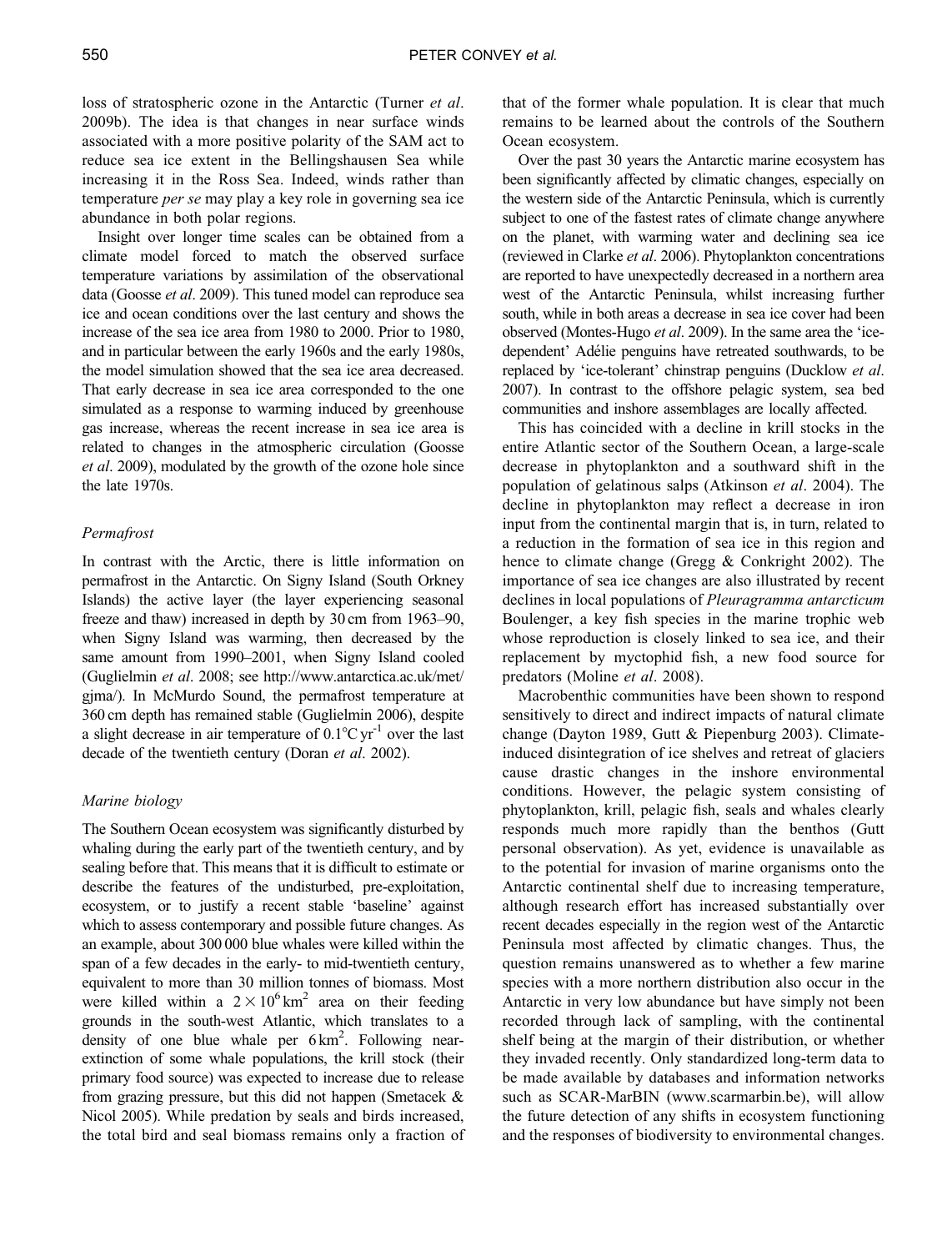loss of stratospheric ozone in the Antarctic (Turner *et al*. 2009b). The idea is that changes in near surface winds associated with a more positive polarity of the SAM act to reduce sea ice extent in the Bellingshausen Sea while increasing it in the Ross Sea. Indeed, winds rather than temperature *per se* may play a key role in governing sea ice abundance in both polar regions.

Insight over longer time scales can be obtained from a climate model forced to match the observed surface temperature variations by assimilation of the observational data (Goosse *et al*. 2009). This tuned model can reproduce sea ice and ocean conditions over the last century and shows the increase of the sea ice area from 1980 to 2000. Prior to 1980, and in particular between the early 1960s and the early 1980s, the model simulation showed that the sea ice area decreased. That early decrease in sea ice area corresponded to the one simulated as a response to warming induced by greenhouse gas increase, whereas the recent increase in sea ice area is related to changes in the atmospheric circulation (Goosse *et al*. 2009), modulated by the growth of the ozone hole since the late 1970s.

### *Permafrost*

In contrast with the Arctic, there is little information on permafrost in the Antarctic. On Signy Island (South Orkney Islands) the active layer (the layer experiencing seasonal freeze and thaw) increased in depth by 30 cm from 1963–90, when Signy Island was warming, then decreased by the same amount from 1990–2001, when Signy Island cooled (Guglielmin *et al*. 2008; see http://www.antarctica.ac.uk/met/gjma/). In McMurdo Sound, the permafrost temperature at 360 cm depth has remained stable (Guglielmin 2006), despite a slight decrease in air temperature of $0.1^{\circ}C\,yr^{-1}$ over the last decade of the twentieth century (Doran *et al*. 2002).

### *Marine biology*

The Southern Ocean ecosystem was significantly disturbed by whaling during the early part of the twentieth century, and by sealing before that. This means that it is difficult to estimate or describe the features of the undisturbed, pre-exploitation, ecosystem, or to justify a recent stable 'baseline' against which to assess contemporary and possible future changes. As an example, about 300 000 blue whales were killed within the span of a few decades in the early- to mid-twentieth century, equivalent to more than 30 million tonnes of biomass. Most were killed within a $2 \times 10^{6}\,km^{2}$ area on their feeding grounds in the south-west Atlantic, which translates to a density of one blue whale per $6\,km^{2}$. Following near-extinction of some whale populations, the krill stock (their primary food source) was expected to increase due to release from grazing pressure, but this did not happen (Smetacek & Nicol 2005). While predation by seals and birds increased, the total bird and seal biomass remains only a fraction of that of the former whale population. It is clear that much remains to be learned about the controls of the Southern Ocean ecosystem.

Over the past 30 years the Antarctic marine ecosystem has been significantly affected by climatic changes, especially on the western side of the Antarctic Peninsula, which is currently subject to one of the fastest rates of climate change anywhere on the planet, with warming water and declining sea ice (reviewed in Clarke *et al*. 2006). Phytoplankton concentrations are reported to have unexpectedly decreased in a northern area west of the Antarctic Peninsula, whilst increasing further south, while in both areas a decrease in sea ice cover had been observed (Montes-Hugo *et al*. 2009). In the same area the 'ice-dependent' Adélie penguins have retreated southwards, to be replaced by 'ice-tolerant' chinstrap penguins (Ducklow *et al*. 2007). In contrast to the offshore pelagic system, sea bed communities and inshore assemblages are locally affected.

This has coincided with a decline in krill stocks in the entire Atlantic sector of the Southern Ocean, a large-scale decrease in phytoplankton and a southward shift in the population of gelatinous salps (Atkinson *et al*. 2004). The decline in phytoplankton may reflect a decrease in iron input from the continental margin that is, in turn, related to a reduction in the formation of sea ice in this region and hence to climate change (Gregg & Conkright 2002). The importance of sea ice changes are also illustrated by recent declines in local populations of *Pleuragramma antarcticum* Boulenger, a key fish species in the marine trophic web whose reproduction is closely linked to sea ice, and their replacement by myctophid fish, a new food source for predators (Moline *et al*. 2008).

Macrobenthic communities have been shown to respond sensitively to direct and indirect impacts of natural climate change (Dayton 1989, Gutt & Piepenburg 2003). Climate-induced disintegration of ice shelves and retreat of glaciers cause drastic changes in the inshore environmental conditions. However, the pelagic system consisting of phytoplankton, krill, pelagic fish, seals and whales clearly responds much more rapidly than the benthos (Gutt personal observation). As yet, evidence is unavailable as to the potential for invasion of marine organisms onto the Antarctic continental shelf due to increasing temperature, although research effort has increased substantially over recent decades especially in the region west of the Antarctic Peninsula most affected by climatic changes. Thus, the question remains unanswered as to whether a few marine species with a more northern distribution also occur in the Antarctic in very low abundance but have simply not been recorded through lack of sampling, with the continental shelf being at the margin of their distribution, or whether they invaded recently. Only standardized long-term data to be made available by databases and information networks such as SCAR-MarBIN (www.scarmarbin.be), will allow the future detection of any shifts in ecosystem functioning and the responses of biodiversity to environmental changes.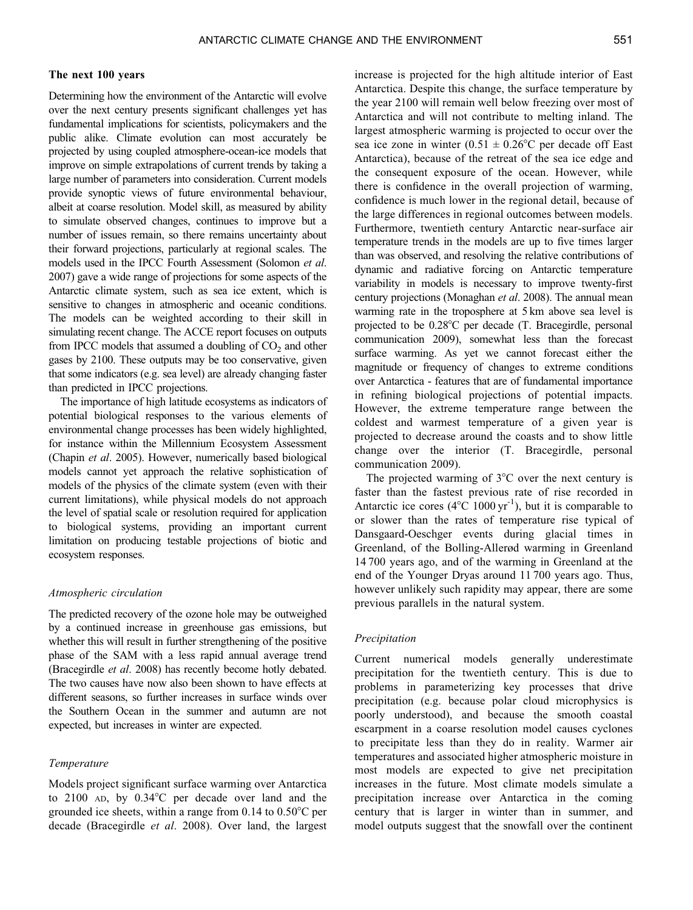### The next 100 years

Determining how the environment of the Antarctic will evolve over the next century presents significant challenges yet has fundamental implications for scientists, policymakers and the public alike. Climate evolution can most accurately be projected by using coupled atmosphere-ocean-ice models that improve on simple extrapolations of current trends by taking a large number of parameters into consideration. Current models provide synoptic views of future environmental behaviour, albeit at coarse resolution. Model skill, as measured by ability to simulate observed changes, continues to improve but a number of issues remain, so there remains uncertainty about their forward projections, particularly at regional scales. The models used in the IPCC Fourth Assessment (Solomon *et al*. 2007) gave a wide range of projections for some aspects of the Antarctic climate system, such as sea ice extent, which is sensitive to changes in atmospheric and oceanic conditions. The models can be weighted according to their skill in simulating recent change. The ACCE report focuses on outputs from IPCC models that assumed a doubling of $CO_2$ and other gases by 2100. These outputs may be too conservative, given that some indicators (e.g. sea level) are already changing faster than predicted in IPCC projections.

The importance of high latitude ecosystems as indicators of potential biological responses to the various elements of environmental change processes has been widely highlighted, for instance within the Millennium Ecosystem Assessment (Chapin *et al*. 2005). However, numerically based biological models cannot yet approach the relative sophistication of models of the physics of the climate system (even with their current limitations), while physical models do not approach the level of spatial scale or resolution required for application to biological systems, providing an important current limitation on producing testable projections of biotic and ecosystem responses.

#### *Atmospheric circulation*

The predicted recovery of the ozone hole may be outweighed by a continued increase in greenhouse gas emissions, but whether this will result in further strengthening of the positive phase of the SAM with a less rapid annual average trend (Bracegirdle *et al*. 2008) has recently become hotly debated. The two causes have now also been shown to have effects at different seasons, so further increases in surface winds over the Southern Ocean in the summer and autumn are not expected, but increases in winter are expected.

#### *Temperature*

Models project significant surface warming over Antarctica to 2100 AD, by 0.34°C per decade over land and the grounded ice sheets, within a range from 0.14 to 0.50°C per decade (Bracegirdle *et al*. 2008). Over land, the largest increase is projected for the high altitude interior of East Antarctica. Despite this change, the surface temperature by the year 2100 will remain well below freezing over most of Antarctica and will not contribute to melting inland. The largest atmospheric warming is projected to occur over the sea ice zone in winter ($0.51 \pm 0.26$°C per decade off East Antarctica), because of the retreat of the sea ice edge and the consequent exposure of the ocean. However, while there is confidence in the overall projection of warming, confidence is much lower in the regional detail, because of the large differences in regional outcomes between models. Furthermore, twentieth century Antarctic near-surface air temperature trends in the models are up to five times larger than was observed, and resolving the relative contributions of dynamic and radiative forcing on Antarctic temperature variability in models is necessary to improve twenty-first century projections (Monaghan *et al*. 2008). The annual mean warming rate in the troposphere at 5 km above sea level is projected to be 0.28°C per decade (T. Bracegirdle, personal communication 2009), somewhat less than the forecast surface warming. As yet we cannot forecast either the magnitude or frequency of changes to extreme conditions over Antarctica - features that are of fundamental importance in refining biological projections of potential impacts. However, the extreme temperature range between the coldest and warmest temperature of a given year is projected to decrease around the coasts and to show little change over the interior (T. Bracegirdle, personal communication 2009).

The projected warming of 3°C over the next century is faster than the fastest previous rate of rise recorded in Antarctic ice cores (4°C 1000 $yr^{-1}$), but it is comparable to or slower than the rates of temperature rise typical of Dansgaard-Oeschger events during glacial times in Greenland, of the Bolling-Allerød warming in Greenland 14 700 years ago, and of the warming in Greenland at the end of the Younger Dryas around 11 700 years ago. Thus, however unlikely such rapidity may appear, there are some previous parallels in the natural system.

#### *Precipitation*

Current numerical models generally underestimate precipitation for the twentieth century. This is due to problems in parameterizing key processes that drive precipitation (e.g. because polar cloud microphysics is poorly understood), and because the smooth coastal escarpment in a coarse resolution model causes cyclones to precipitate less than they do in reality. Warmer air temperatures and associated higher atmospheric moisture in most models are expected to give net precipitation increases in the future. Most climate models simulate a precipitation increase over Antarctica in the coming century that is larger in winter than in summer, and model outputs suggest that the snowfall over the continent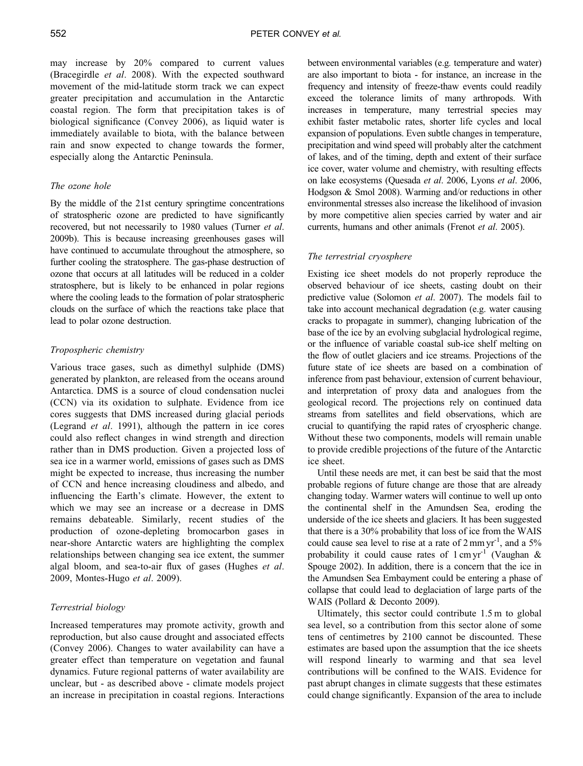may increase by 20% compared to current values (Bracegirdle *et al*. 2008). With the expected southward movement of the mid-latitude storm track we can expect greater precipitation and accumulation in the Antarctic coastal region. The form that precipitation takes is of biological significance (Convey 2006), as liquid water is immediately available to biota, with the balance between rain and snow expected to change towards the former, especially along the Antarctic Peninsula.

### *The ozone hole*

By the middle of the 21st century springtime concentrations of stratospheric ozone are predicted to have significantly recovered, but not necessarily to 1980 values (Turner *et al*. 2009b). This is because increasing greenhouses gases will have continued to accumulate throughout the atmosphere, so further cooling the stratosphere. The gas-phase destruction of ozone that occurs at all latitudes will be reduced in a colder stratosphere, but is likely to be enhanced in polar regions where the cooling leads to the formation of polar stratospheric clouds on the surface of which the reactions take place that lead to polar ozone destruction.

### *Tropospheric chemistry*

Various trace gases, such as dimethyl sulphide (DMS) generated by plankton, are released from the oceans around Antarctica. DMS is a source of cloud condensation nuclei (CCN) via its oxidation to sulphate. Evidence from ice cores suggests that DMS increased during glacial periods (Legrand *et al*. 1991), although the pattern in ice cores could also reflect changes in wind strength and direction rather than in DMS production. Given a projected loss of sea ice in a warmer world, emissions of gases such as DMS might be expected to increase, thus increasing the number of CCN and hence increasing cloudiness and albedo, and influencing the Earth's climate. However, the extent to which we may see an increase or a decrease in DMS remains debateable. Similarly, recent studies of the production of ozone-depleting bromocarbon gases in near-shore Antarctic waters are highlighting the complex relationships between changing sea ice extent, the summer algal bloom, and sea-to-air flux of gases (Hughes *et al*. 2009, Montes-Hugo *et al*. 2009).

### *Terrestrial biology*

Increased temperatures may promote activity, growth and reproduction, but also cause drought and associated effects (Convey 2006). Changes to water availability can have a greater effect than temperature on vegetation and faunal dynamics. Future regional patterns of water availability are unclear, but - as described above - climate models project an increase in precipitation in coastal regions. Interactions between environmental variables (e.g. temperature and water) are also important to biota - for instance, an increase in the frequency and intensity of freeze-thaw events could readily exceed the tolerance limits of many arthropods. With increases in temperature, many terrestrial species may exhibit faster metabolic rates, shorter life cycles and local expansion of populations. Even subtle changes in temperature, precipitation and wind speed will probably alter the catchment of lakes, and of the timing, depth and extent of their surface ice cover, water volume and chemistry, with resulting effects on lake ecosystems (Quesada *et al*. 2006, Lyons *et al*. 2006, Hodgson & Smol 2008). Warming and/or reductions in other environmental stresses also increase the likelihood of invasion by more competitive alien species carried by water and air currents, humans and other animals (Frenot *et al*. 2005).

### *The terrestrial cryosphere*

Existing ice sheet models do not properly reproduce the observed behaviour of ice sheets, casting doubt on their predictive value (Solomon *et al*. 2007). The models fail to take into account mechanical degradation (e.g. water causing cracks to propagate in summer), changing lubrication of the base of the ice by an evolving subglacial hydrological regime, or the influence of variable coastal sub-ice shelf melting on the flow of outlet glaciers and ice streams. Projections of the future state of ice sheets are based on a combination of inference from past behaviour, extension of current behaviour, and interpretation of proxy data and analogues from the geological record. The projections rely on continued data streams from satellites and field observations, which are crucial to quantifying the rapid rates of cryospheric change. Without these two components, models will remain unable to provide credible projections of the future of the Antarctic ice sheet.

Until these needs are met, it can best be said that the most probable regions of future change are those that are already changing today. Warmer waters will continue to well up onto the continental shelf in the Amundsen Sea, eroding the underside of the ice sheets and glaciers. It has been suggested that there is a 30% probability that loss of ice from the WAIS could cause sea level to rise at a rate of $2\,mm\,yr^{-1}$, and a 5% probability it could cause rates of $1\,cm\,yr^{-1}$ (Vaughan & Spouge 2002). In addition, there is a concern that the ice in the Amundsen Sea Embayment could be entering a phase of collapse that could lead to deglaciation of large parts of the WAIS (Pollard & Deconto 2009).

Ultimately, this sector could contribute 1.5 m to global sea level, so a contribution from this sector alone of some tens of centimetres by 2100 cannot be discounted. These estimates are based upon the assumption that the ice sheets will respond linearly to warming and that sea level contributions will be confined to the WAIS. Evidence for past abrupt changes in climate suggests that these estimates could change significantly. Expansion of the area to include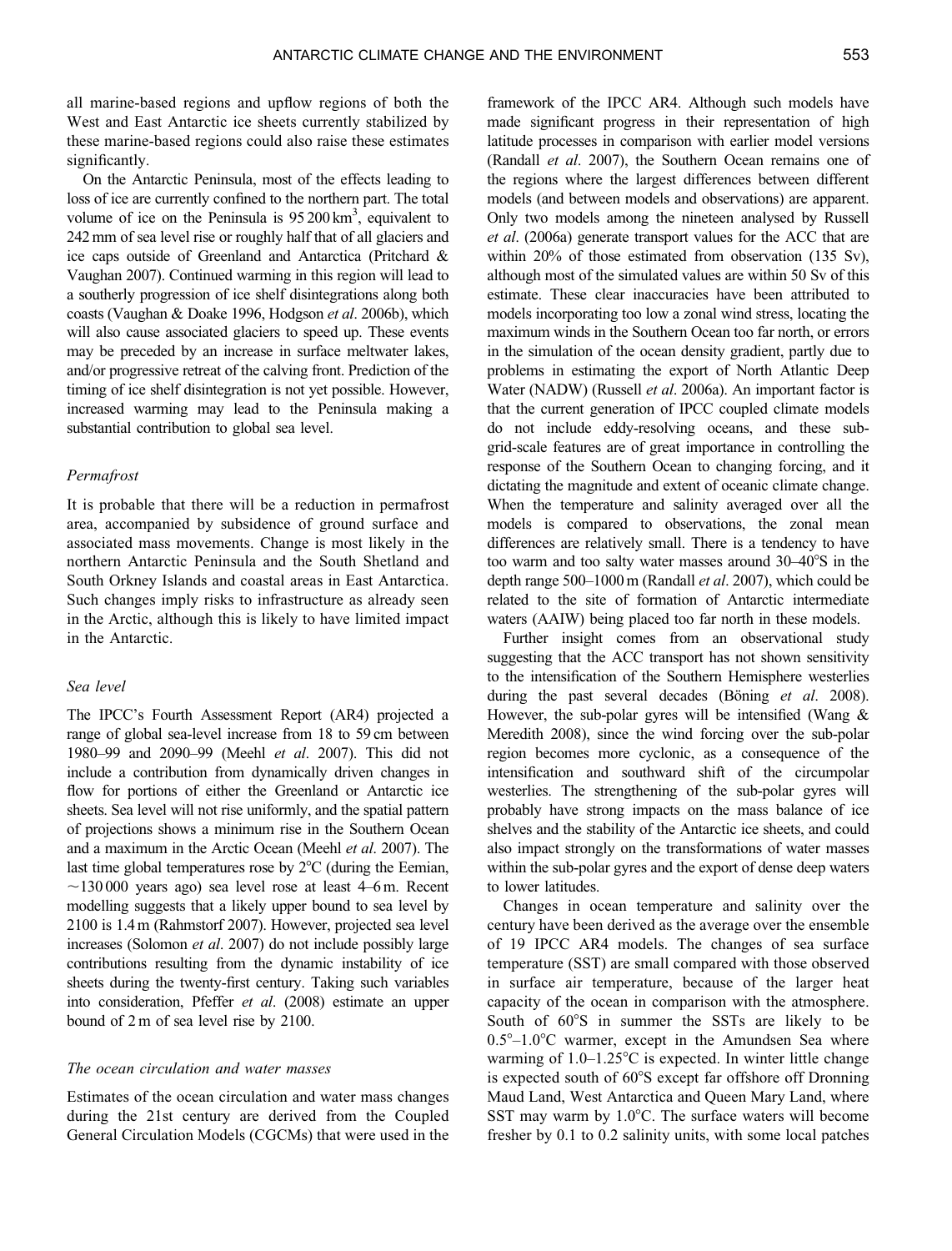all marine-based regions and upflow regions of both the West and East Antarctic ice sheets currently stabilized by these marine-based regions could also raise these estimates significantly.

On the Antarctic Peninsula, most of the effects leading to loss of ice are currently confined to the northern part. The total volume of ice on the Peninsula is 95 200 km$^3$, equivalent to 242 mm of sea level rise or roughly half that of all glaciers and ice caps outside of Greenland and Antarctica (Pritchard & Vaughan 2007). Continued warming in this region will lead to a southerly progression of ice shelf disintegrations along both coasts (Vaughan & Doake 1996, Hodgson *et al*. 2006b), which will also cause associated glaciers to speed up. These events may be preceded by an increase in surface meltwater lakes, and/or progressive retreat of the calving front. Prediction of the timing of ice shelf disintegration is not yet possible. However, increased warming may lead to the Peninsula making a substantial contribution to global sea level.

### *Permafrost*

It is probable that there will be a reduction in permafrost area, accompanied by subsidence of ground surface and associated mass movements. Change is most likely in the northern Antarctic Peninsula and the South Shetland and South Orkney Islands and coastal areas in East Antarctica. Such changes imply risks to infrastructure as already seen in the Arctic, although this is likely to have limited impact in the Antarctic.

### *Sea level*

The IPCC's Fourth Assessment Report (AR4) projected a range of global sea-level increase from 18 to 59 cm between 1980–99 and 2090–99 (Meehl *et al*. 2007). This did not include a contribution from dynamically driven changes in flow for portions of either the Greenland or Antarctic ice sheets. Sea level will not rise uniformly, and the spatial pattern of projections shows a minimum rise in the Southern Ocean and a maximum in the Arctic Ocean (Meehl *et al*. 2007). The last time global temperatures rose by 2°C (during the Eemian, ~130 000 years ago) sea level rose at least 4–6 m. Recent modelling suggests that a likely upper bound to sea level by 2100 is 1.4 m (Rahmstorf 2007). However, projected sea level increases (Solomon *et al*. 2007) do not include possibly large contributions resulting from the dynamic instability of ice sheets during the twenty-first century. Taking such variables into consideration, Pfeffer *et al*. (2008) estimate an upper bound of 2 m of sea level rise by 2100.

### *The ocean circulation and water masses*

Estimates of the ocean circulation and water mass changes during the 21st century are derived from the Coupled General Circulation Models (CGCMs) that were used in the framework of the IPCC AR4. Although such models have made significant progress in their representation of high latitude processes in comparison with earlier model versions (Randall *et al*. 2007), the Southern Ocean remains one of the regions where the largest differences between different models (and between models and observations) are apparent. Only two models among the nineteen analysed by Russell *et al*. (2006a) generate transport values for the ACC that are within 20% of those estimated from observation (135 Sv), although most of the simulated values are within 50 Sv of this estimate. These clear inaccuracies have been attributed to models incorporating too low a zonal wind stress, locating the maximum winds in the Southern Ocean too far north, or errors in the simulation of the ocean density gradient, partly due to problems in estimating the export of North Atlantic Deep Water (NADW) (Russell *et al*. 2006a). An important factor is that the current generation of IPCC coupled climate models do not include eddy-resolving oceans, and these sub-grid-scale features are of great importance in controlling the response of the Southern Ocean to changing forcing, and it dictating the magnitude and extent of oceanic climate change. When the temperature and salinity averaged over all the models is compared to observations, the zonal mean differences are relatively small. There is a tendency to have too warm and too salty water masses around 30–40°S in the depth range 500–1000 m (Randall *et al*. 2007), which could be related to the site of formation of Antarctic intermediate waters (AAIW) being placed too far north in these models.

Further insight comes from an observational study suggesting that the ACC transport has not shown sensitivity to the intensification of the Southern Hemisphere westerlies during the past several decades (Böning *et al*. 2008). However, the sub-polar gyres will be intensified (Wang & Meredith 2008), since the wind forcing over the sub-polar region becomes more cyclonic, as a consequence of the intensification and southward shift of the circumpolar westerlies. The strengthening of the sub-polar gyres will probably have strong impacts on the mass balance of ice shelves and the stability of the Antarctic ice sheets, and could also impact strongly on the transformations of water masses within the sub-polar gyres and the export of dense deep waters to lower latitudes.

Changes in ocean temperature and salinity over the century have been derived as the average over the ensemble of 19 IPCC AR4 models. The changes of sea surface temperature (SST) are small compared with those observed in surface air temperature, because of the larger heat capacity of the ocean in comparison with the atmosphere. South of 60°S in summer the SSTs are likely to be 0.5°–1.0°C warmer, except in the Amundsen Sea where warming of 1.0–1.25°C is expected. In winter little change is expected south of 60°S except far offshore off Dronning Maud Land, West Antarctica and Queen Mary Land, where SST may warm by 1.0°C. The surface waters will become fresher by 0.1 to 0.2 salinity units, with some local patches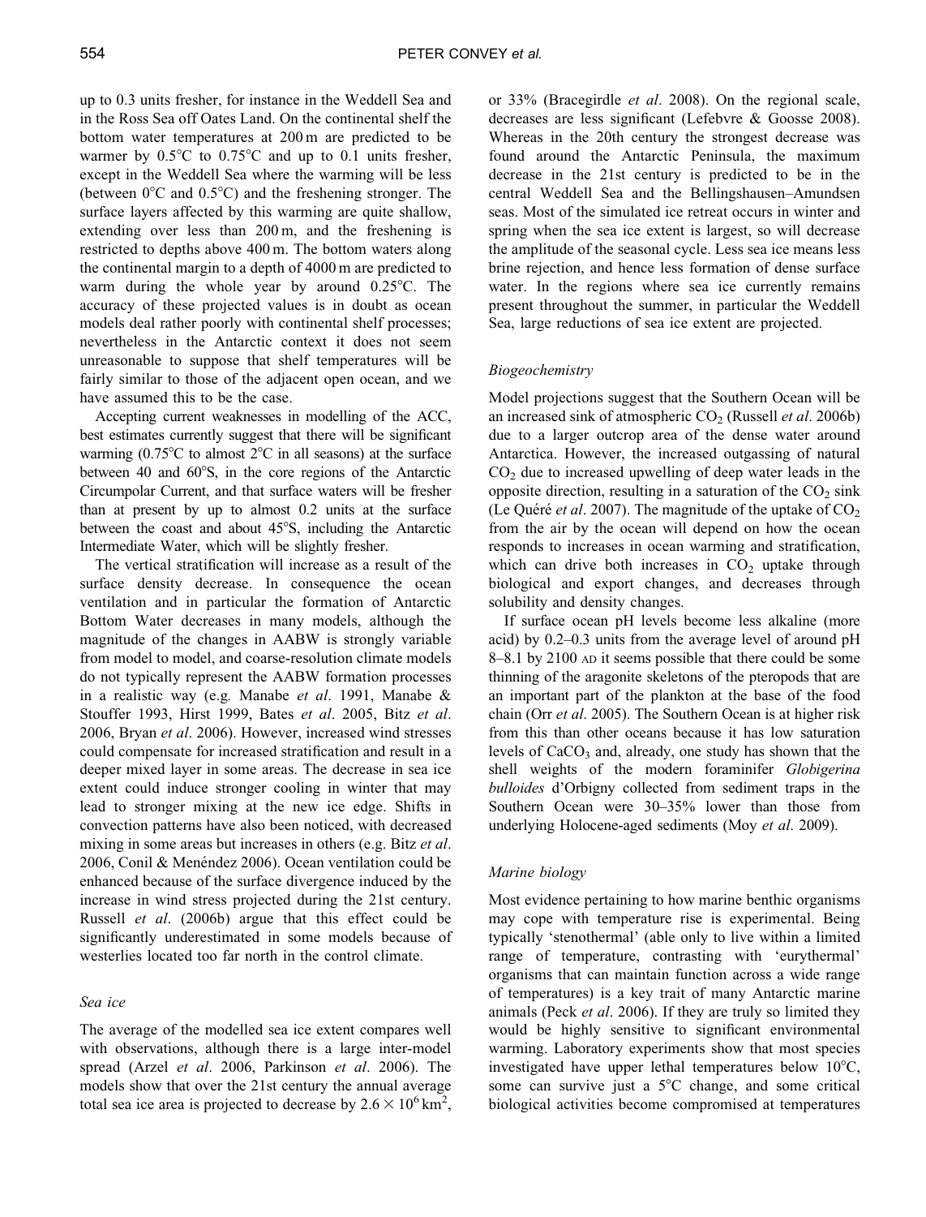up to 0.3 units fresher, for instance in the Weddell Sea and in the Ross Sea off Oates Land. On the continental shelf the bottom water temperatures at 200 m are predicted to be warmer by 0.5°C to 0.75°C and up to 0.1 units fresher, except in the Weddell Sea where the warming will be less (between 0°C and 0.5°C) and the freshening stronger. The surface layers affected by this warming are quite shallow, extending over less than 200 m, and the freshening is restricted to depths above 400 m. The bottom waters along the continental margin to a depth of 4000 m are predicted to warm during the whole year by around 0.25°C. The accuracy of these projected values is in doubt as ocean models deal rather poorly with continental shelf processes; nevertheless in the Antarctic context it does not seem unreasonable to suppose that shelf temperatures will be fairly similar to those of the adjacent open ocean, and we have assumed this to be the case.

Accepting current weaknesses in modelling of the ACC, best estimates currently suggest that there will be significant warming (0.75°C to almost 2°C in all seasons) at the surface between 40 and 60°S, in the core regions of the Antarctic Circumpolar Current, and that surface waters will be fresher than at present by up to almost 0.2 units at the surface between the coast and about 45°S, including the Antarctic Intermediate Water, which will be slightly fresher.

The vertical stratification will increase as a result of the surface density decrease. In consequence the ocean ventilation and in particular the formation of Antarctic Bottom Water decreases in many models, although the magnitude of the changes in AABW is strongly variable from model to model, and coarse-resolution climate models do not typically represent the AABW formation processes in a realistic way (e.g. Manabe *et al*. 1991, Manabe & Stouffer 1993, Hirst 1999, Bates *et al*. 2005, Bitz *et al*. 2006, Bryan *et al*. 2006). However, increased wind stresses could compensate for increased stratification and result in a deeper mixed layer in some areas. The decrease in sea ice extent could induce stronger cooling in winter that may lead to stronger mixing at the new ice edge. Shifts in convection patterns have also been noticed, with decreased mixing in some areas but increases in others (e.g. Bitz *et al*. 2006, Conil & Menéndez 2006). Ocean ventilation could be enhanced because of the surface divergence induced by the increase in wind stress projected during the 21st century. Russell *et al*. (2006b) argue that this effect could be significantly underestimated in some models because of westerlies located too far north in the control climate.

### *Sea ice*

The average of the modelled sea ice extent compares well with observations, although there is a large inter-model spread (Arzel *et al*. 2006, Parkinson *et al*. 2006). The models show that over the 21st century the annual average total sea ice area is projected to decrease by $2.6 \times 10^6$ km$^2$, or 33% (Bracegirdle *et al*. 2008). On the regional scale, decreases are less significant (Lefebvre & Goosse 2008). Whereas in the 20th century the strongest decrease was found around the Antarctic Peninsula, the maximum decrease in the 21st century is predicted to be in the central Weddell Sea and the Bellingshausen–Amundsen seas. Most of the simulated ice retreat occurs in winter and spring when the sea ice extent is largest, so will decrease the amplitude of the seasonal cycle. Less sea ice means less brine rejection, and hence less formation of dense surface water. In the regions where sea ice currently remains present throughout the summer, in particular the Weddell Sea, large reductions of sea ice extent are projected.

### *Biogeochemistry*

Model projections suggest that the Southern Ocean will be an increased sink of atmospheric $CO_2$ (Russell *et al*. 2006b) due to a larger outcrop area of the dense water around Antarctica. However, the increased outgassing of natural $CO_2$ due to increased upwelling of deep water leads in the opposite direction, resulting in a saturation of the $CO_2$ sink (Le Quéré *et al*. 2007). The magnitude of the uptake of $CO_2$ from the air by the ocean will depend on how the ocean responds to increases in ocean warming and stratification, which can drive both increases in $CO_2$ uptake through biological and export changes, and decreases through solubility and density changes.

If surface ocean pH levels become less alkaline (more acid) by 0.2–0.3 units from the average level of around pH 8–8.1 by 2100 AD it seems possible that there could be some thinning of the aragonite skeletons of the pteropods that are an important part of the plankton at the base of the food chain (Orr *et al*. 2005). The Southern Ocean is at higher risk from this than other oceans because it has low saturation levels of $CaCO_3$ and, already, one study has shown that the shell weights of the modern foraminifer *Globigerina bulloides* d'Orbigny collected from sediment traps in the Southern Ocean were 30–35% lower than those from underlying Holocene-aged sediments (Moy *et al*. 2009).

### *Marine biology*

Most evidence pertaining to how marine benthic organisms may cope with temperature rise is experimental. Being typically 'stenothermal' (able only to live within a limited range of temperature, contrasting with 'eurythermal' organisms that can maintain function across a wide range of temperatures) is a key trait of many Antarctic marine animals (Peck *et al*. 2006). If they are truly so limited they would be highly sensitive to significant environmental warming. Laboratory experiments show that most species investigated have upper lethal temperatures below 10°C, some can survive just a 5°C change, and some critical biological activities become compromised at temperatures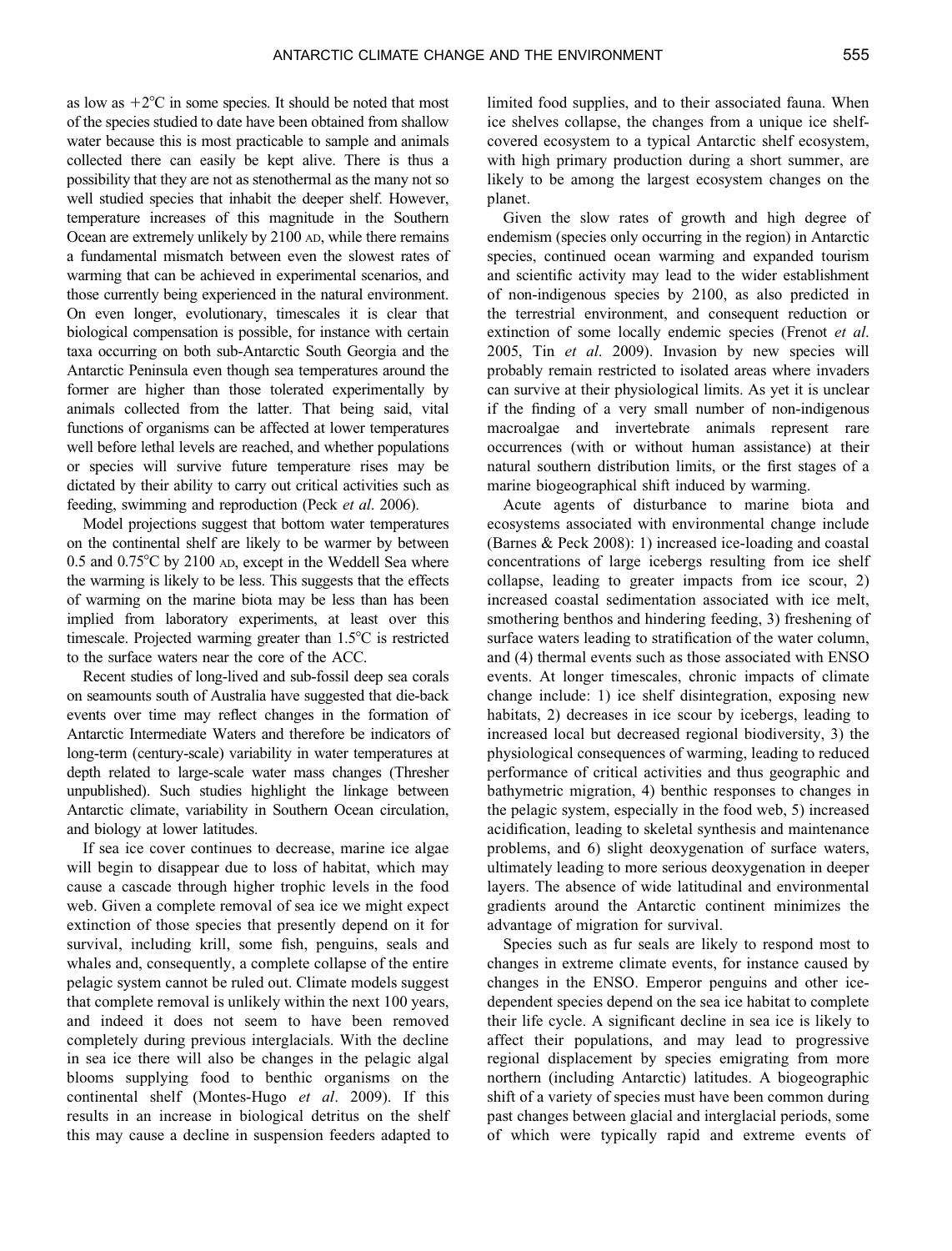as low as +2°C in some species. It should be noted that most of the species studied to date have been obtained from shallow water because this is most practicable to sample and animals collected there can easily be kept alive. There is thus a possibility that they are not as stenothermal as the many not so well studied species that inhabit the deeper shelf. However, temperature increases of this magnitude in the Southern Ocean are extremely unlikely by 2100 AD, while there remains a fundamental mismatch between even the slowest rates of warming that can be achieved in experimental scenarios, and those currently being experienced in the natural environment. On even longer, evolutionary, timescales it is clear that biological compensation is possible, for instance with certain taxa occurring on both sub-Antarctic South Georgia and the Antarctic Peninsula even though sea temperatures around the former are higher than those tolerated experimentally by animals collected from the latter. That being said, vital functions of organisms can be affected at lower temperatures well before lethal levels are reached, and whether populations or species will survive future temperature rises may be dictated by their ability to carry out critical activities such as feeding, swimming and reproduction (Peck *et al*. 2006).

Model projections suggest that bottom water temperatures on the continental shelf are likely to be warmer by between 0.5 and 0.75°C by 2100 AD, except in the Weddell Sea where the warming is likely to be less. This suggests that the effects of warming on the marine biota may be less than has been implied from laboratory experiments, at least over this timescale. Projected warming greater than 1.5°C is restricted to the surface waters near the core of the ACC.

Recent studies of long-lived and sub-fossil deep sea corals on seamounts south of Australia have suggested that die-back events over time may reflect changes in the formation of Antarctic Intermediate Waters and therefore be indicators of long-term (century-scale) variability in water temperatures at depth related to large-scale water mass changes (Thresher unpublished). Such studies highlight the linkage between Antarctic climate, variability in Southern Ocean circulation, and biology at lower latitudes.

If sea ice cover continues to decrease, marine ice algae will begin to disappear due to loss of habitat, which may cause a cascade through higher trophic levels in the food web. Given a complete removal of sea ice we might expect extinction of those species that presently depend on it for survival, including krill, some fish, penguins, seals and whales and, consequently, a complete collapse of the entire pelagic system cannot be ruled out. Climate models suggest that complete removal is unlikely within the next 100 years, and indeed it does not seem to have been removed completely during previous interglacials. With the decline in sea ice there will also be changes in the pelagic algal blooms supplying food to benthic organisms on the continental shelf (Montes-Hugo *et al*. 2009). If this results in an increase in biological detritus on the shelf this may cause a decline in suspension feeders adapted to limited food supplies, and to their associated fauna. When ice shelves collapse, the changes from a unique ice shelf-covered ecosystem to a typical Antarctic shelf ecosystem, with high primary production during a short summer, are likely to be among the largest ecosystem changes on the planet.

Given the slow rates of growth and high degree of endemism (species only occurring in the region) in Antarctic species, continued ocean warming and expanded tourism and scientific activity may lead to the wider establishment of non-indigenous species by 2100, as also predicted in the terrestrial environment, and consequent reduction or extinction of some locally endemic species (Frenot *et al*. 2005, Tin *et al*. 2009). Invasion by new species will probably remain restricted to isolated areas where invaders can survive at their physiological limits. As yet it is unclear if the finding of a very small number of non-indigenous macroalgae and invertebrate animals represent rare occurrences (with or without human assistance) at their natural southern distribution limits, or the first stages of a marine biogeographical shift induced by warming.

Acute agents of disturbance to marine biota and ecosystems associated with environmental change include (Barnes & Peck 2008): 1) increased ice-loading and coastal concentrations of large icebergs resulting from ice shelf collapse, leading to greater impacts from ice scour, 2) increased coastal sedimentation associated with ice melt, smothering benthos and hindering feeding, 3) freshening of surface waters leading to stratification of the water column, and (4) thermal events such as those associated with ENSO events. At longer timescales, chronic impacts of climate change include: 1) ice shelf disintegration, exposing new habitats, 2) decreases in ice scour by icebergs, leading to increased local but decreased regional biodiversity, 3) the physiological consequences of warming, leading to reduced performance of critical activities and thus geographic and bathymetric migration, 4) benthic responses to changes in the pelagic system, especially in the food web, 5) increased acidification, leading to skeletal synthesis and maintenance problems, and 6) slight deoxygenation of surface waters, ultimately leading to more serious deoxygenation in deeper layers. The absence of wide latitudinal and environmental gradients around the Antarctic continent minimizes the advantage of migration for survival.

Species such as fur seals are likely to respond most to changes in extreme climate events, for instance caused by changes in the ENSO. Emperor penguins and other ice-dependent species depend on the sea ice habitat to complete their life cycle. A significant decline in sea ice is likely to affect their populations, and may lead to progressive regional displacement by species emigrating from more northern (including Antarctic) latitudes. A biogeographic shift of a variety of species must have been common during past changes between glacial and interglacial periods, some of which were typically rapid and extreme events of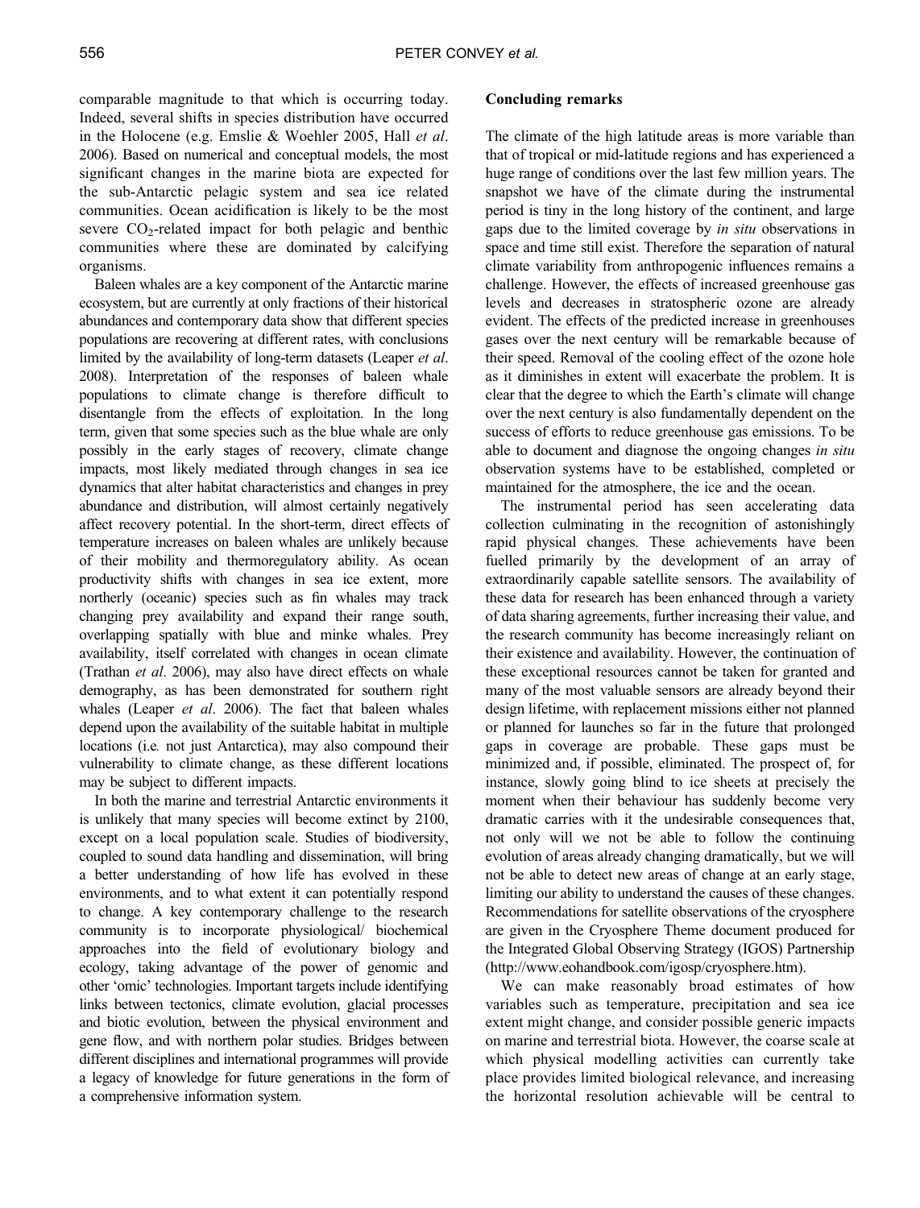comparable magnitude to that which is occurring today. Indeed, several shifts in species distribution have occurred in the Holocene (e.g. Emslie & Woehler 2005, Hall *et al*. 2006). Based on numerical and conceptual models, the most significant changes in the marine biota are expected for the sub-Antarctic pelagic system and sea ice related communities. Ocean acidification is likely to be the most severe $CO_2$-related impact for both pelagic and benthic communities where these are dominated by calcifying organisms.

Baleen whales are a key component of the Antarctic marine ecosystem, but are currently at only fractions of their historical abundances and contemporary data show that different species populations are recovering at different rates, with conclusions limited by the availability of long-term datasets (Leaper *et al*. 2008). Interpretation of the responses of baleen whale populations to climate change is therefore difficult to disentangle from the effects of exploitation. In the long term, given that some species such as the blue whale are only possibly in the early stages of recovery, climate change impacts, most likely mediated through changes in sea ice dynamics that alter habitat characteristics and changes in prey abundance and distribution, will almost certainly negatively affect recovery potential. In the short-term, direct effects of temperature increases on baleen whales are unlikely because of their mobility and thermoregulatory ability. As ocean productivity shifts with changes in sea ice extent, more northerly (oceanic) species such as fin whales may track changing prey availability and expand their range south, overlapping spatially with blue and minke whales. Prey availability, itself correlated with changes in ocean climate (Trathan *et al*. 2006), may also have direct effects on whale demography, as has been demonstrated for southern right whales (Leaper *et al*. 2006). The fact that baleen whales depend upon the availability of the suitable habitat in multiple locations (i.e. not just Antarctica), may also compound their vulnerability to climate change, as these different locations may be subject to different impacts.

In both the marine and terrestrial Antarctic environments it is unlikely that many species will become extinct by 2100, except on a local population scale. Studies of biodiversity, coupled to sound data handling and dissemination, will bring a better understanding of how life has evolved in these environments, and to what extent it can potentially respond to change. A key contemporary challenge to the research community is to incorporate physiological/ biochemical approaches into the field of evolutionary biology and ecology, taking advantage of the power of genomic and other 'omic' technologies. Important targets include identifying links between tectonics, climate evolution, glacial processes and biotic evolution, between the physical environment and gene flow, and with northern polar studies. Bridges between different disciplines and international programmes will provide a legacy of knowledge for future generations in the form of a comprehensive information system.

## Concluding remarks

The climate of the high latitude areas is more variable than that of tropical or mid-latitude regions and has experienced a huge range of conditions over the last few million years. The snapshot we have of the climate during the instrumental period is tiny in the long history of the continent, and large gaps due to the limited coverage by *in situ* observations in space and time still exist. Therefore the separation of natural climate variability from anthropogenic influences remains a challenge. However, the effects of increased greenhouse gas levels and decreases in stratospheric ozone are already evident. The effects of the predicted increase in greenhouses gases over the next century will be remarkable because of their speed. Removal of the cooling effect of the ozone hole as it diminishes in extent will exacerbate the problem. It is clear that the degree to which the Earth's climate will change over the next century is also fundamentally dependent on the success of efforts to reduce greenhouse gas emissions. To be able to document and diagnose the ongoing changes *in situ* observation systems have to be established, completed or maintained for the atmosphere, the ice and the ocean.

The instrumental period has seen accelerating data collection culminating in the recognition of astonishingly rapid physical changes. These achievements have been fuelled primarily by the development of an array of extraordinarily capable satellite sensors. The availability of these data for research has been enhanced through a variety of data sharing agreements, further increasing their value, and the research community has become increasingly reliant on their existence and availability. However, the continuation of these exceptional resources cannot be taken for granted and many of the most valuable sensors are already beyond their design lifetime, with replacement missions either not planned or planned for launches so far in the future that prolonged gaps in coverage are probable. These gaps must be minimized and, if possible, eliminated. The prospect of, for instance, slowly going blind to ice sheets at precisely the moment when their behaviour has suddenly become very dramatic carries with it the undesirable consequences that, not only will we not be able to follow the continuing evolution of areas already changing dramatically, but we will not be able to detect new areas of change at an early stage, limiting our ability to understand the causes of these changes. Recommendations for satellite observations of the cryosphere are given in the Cryosphere Theme document produced for the Integrated Global Observing Strategy (IGOS) Partnership (http://www.eohandbook.com/igosp/cryosphere.htm).

We can make reasonably broad estimates of how variables such as temperature, precipitation and sea ice extent might change, and consider possible generic impacts on marine and terrestrial biota. However, the coarse scale at which physical modelling activities can currently take place provides limited biological relevance, and increasing the horizontal resolution achievable will be central to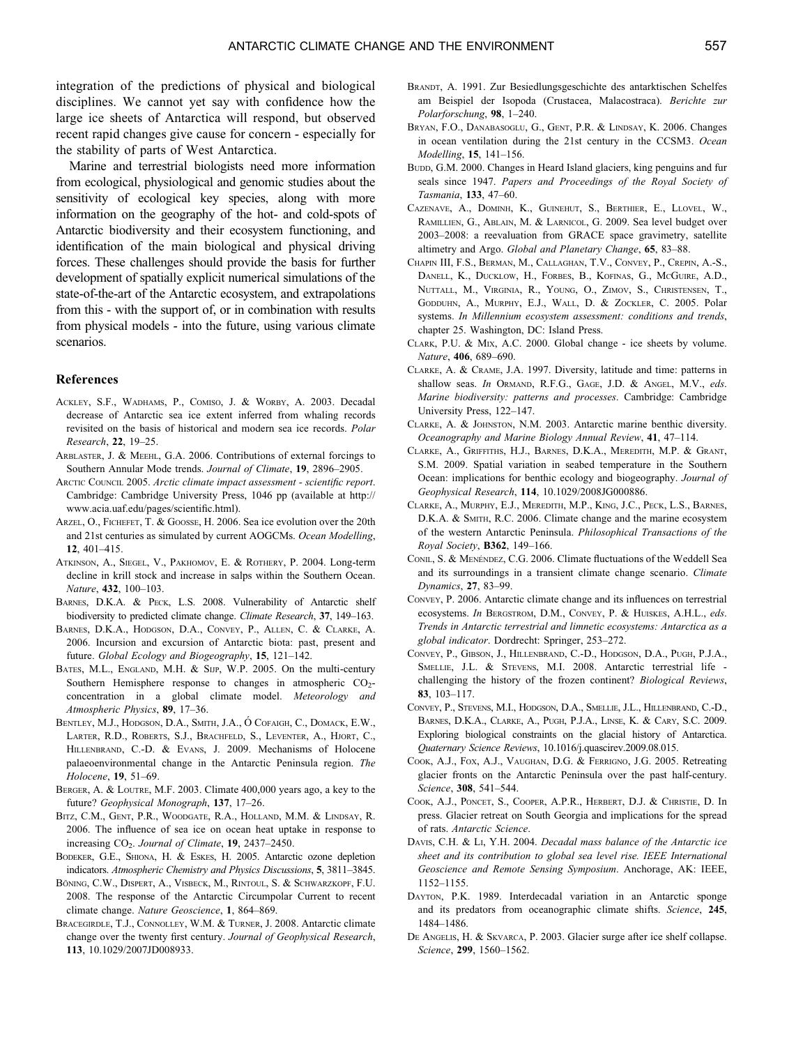integration of the predictions of physical and biological disciplines. We cannot yet say with confidence how the large ice sheets of Antarctica will respond, but observed recent rapid changes give cause for concern - especially for the stability of parts of West Antarctica.

Marine and terrestrial biologists need more information from ecological, physiological and genomic studies about the sensitivity of ecological key species, along with more information on the geography of the hot- and cold-spots of Antarctic biodiversity and their ecosystem functioning, and identification of the main biological and physical driving forces. These challenges should provide the basis for further development of spatially explicit numerical simulations of the state-of-the-art of the Antarctic ecosystem, and extrapolations from this - with the support of, or in combination with results from physical models - into the future, using various climate scenarios.

## References

Ackley, S.F., Wadhams, P., Comiso, J. & Worby, A. 2003. Decadal decrease of Antarctic sea ice extent inferred from whaling records revisited on the basis of historical and modern sea ice records. *Polar Research*, **22**, 19–25.

Arblaster, J. & Meehl, G.A. 2006. Contributions of external forcings to Southern Annular Mode trends. *Journal of Climate*, **19**, 2896–2905.

Arctic Council 2005. *Arctic climate impact assessment - scientific report*. Cambridge: Cambridge University Press, 1046 pp (available at http://www.acia.uaf.edu/pages/scientific.html).

Arzel, O., Fichefet, T. & Goosse, H. 2006. Sea ice evolution over the 20th and 21st centuries as simulated by current AOGCMs. *Ocean Modelling*, **12**, 401–415.

Atkinson, A., Siegel, V., Pakhomov, E. & Rothery, P. 2004. Long-term decline in krill stock and increase in salps within the Southern Ocean. *Nature*, **432**, 100–103.

Barnes, D.K.A. & Peck, L.S. 2008. Vulnerability of Antarctic shelf biodiversity to predicted climate change. *Climate Research*, **37**, 149–163.

Barnes, D.K.A., Hodgson, D.A., Convey, P., Allen, C. & Clarke, A. 2006. Incursion and excursion of Antarctic biota: past, present and future. *Global Ecology and Biogeography*, **15**, 121–142.

Bates, M.L., England, M.H. & Sijp, W.P. 2005. On the multi-century Southern Hemisphere response to changes in atmospheric $CO_2$-concentration in a global climate model. *Meteorology and Atmospheric Physics*, **89**, 17–36.

Bentley, M.J., Hodgson, D.A., Smith, J.A., Ó Cofaigh, C., Domack, E.W., Larter, R.D., Roberts, S.J., Brachfeld, S., Leventer, A., Hjort, C., Hillenbrand, C.-D. & Evans, J. 2009. Mechanisms of Holocene palaeoenvironmental change in the Antarctic Peninsula region. *The Holocene*, **19**, 51–69.

Berger, A. & Loutre, M.F. 2003. Climate 400,000 years ago, a key to the future? *Geophysical Monograph*, **137**, 17–26.

Bitz, C.M., Gent, P.R., Woodgate, R.A., Holland, M.M. & Lindsay, R. 2006. The influence of sea ice on ocean heat uptake in response to increasing $CO_2$. *Journal of Climate*, **19**, 2437–2450.

Bodeker, G.E., Shiona, H. & Eskes, H. 2005. Antarctic ozone depletion indicators. *Atmospheric Chemistry and Physics Discussions*, **5**, 3811–3845.

Böning, C.W., Dispert, A., Visbeck, M., Rintoul, S. & Schwarzkopf, F.U. 2008. The response of the Antarctic Circumpolar Current to recent climate change. *Nature Geoscience*, **1**, 864–869.

Bracegirdle, T.J., Connolley, W.M. & Turner, J. 2008. Antarctic climate change over the twenty first century. *Journal of Geophysical Research*, **113**, 10.1029/2007JD008933.

Brandt, A. 1991. Zur Besiedlungsgeschichte des antarktischen Schelfes am Beispiel der Isopoda (Crustacea, Malacostraca). *Berichte zur Polarforschung*, **98**, 1–240.

Bryan, F.O., Danabasoglu, G., Gent, P.R. & Lindsay, K. 2006. Changes in ocean ventilation during the 21st century in the CCSM3. *Ocean Modelling*, **15**, 141–156.

Budd, G.M. 2000. Changes in Heard Island glaciers, king penguins and fur seals since 1947. *Papers and Proceedings of the Royal Society of Tasmania*, **133**, 47–60.

Cazenave, A., Dominh, K., Guinehut, S., Berthier, E., Llovel, W., Ramillien, G., Ablain, M. & Larnicol, G. 2009. Sea level budget over 2003–2008: a reevaluation from GRACE space gravimetry, satellite altimetry and Argo. *Global and Planetary Change*, **65**, 83–88.

Chapin III, F.S., Berman, M., Callaghan, T.V., Convey, P., Crepin, A.-S., Danell, K., Ducklow, H., Forbes, B., Kofinas, G., McGuire, A.D., Nuttall, M., Virginia, R., Young, O., Zimov, S., Christensen, T., Godduhn, A., Murphy, E.J., Wall, D. & Zockler, C. 2005. Polar systems. *In Millennium ecosystem assessment: conditions and trends*, chapter 25. Washington, DC: Island Press.

Clark, P.U. & Mix, A.C. 2000. Global change - ice sheets by volume. *Nature*, **406**, 689–690.

Clarke, A. & Crame, J.A. 1997. Diversity, latitude and time: patterns in shallow seas. *In* Ormand, R.F.G., Gage, J.D. & Angel, M.V., *eds. Marine biodiversity: patterns and processes*. Cambridge: Cambridge University Press, 122–147.

Clarke, A. & Johnston, N.M. 2003. Antarctic marine benthic diversity. *Oceanography and Marine Biology Annual Review*, **41**, 47–114.

Clarke, A., Griffiths, H.J., Barnes, D.K.A., Meredith, M.P. & Grant, S.M. 2009. Spatial variation in seabed temperature in the Southern Ocean: implications for benthic ecology and biogeography. *Journal of Geophysical Research*, **114**, 10.1029/2008JG000886.

Clarke, A., Murphy, E.J., Meredith, M.P., King, J.C., Peck, L.S., Barnes, D.K.A. & Smith, R.C. 2006. Climate change and the marine ecosystem of the western Antarctic Peninsula. *Philosophical Transactions of the Royal Society*, **B362**, 149–166.

Conil, S. & Menéndez, C.G. 2006. Climate fluctuations of the Weddell Sea and its surroundings in a transient climate change scenario. *Climate Dynamics*, **27**, 83–99.

Convey, P. 2006. Antarctic climate change and its influences on terrestrial ecosystems. *In* Bergstrom, D.M., Convey, P. & Huiskes, A.H.L., *eds. Trends in Antarctic terrestrial and limnetic ecosystems: Antarctica as a global indicator*. Dordrecht: Springer, 253–272.

Convey, P., Gibson, J., Hillenbrand, C.-D., Hodgson, D.A., Pugh, P.J.A., Smellie, J.L. & Stevens, M.I. 2008. Antarctic terrestrial life - challenging the history of the frozen continent? *Biological Reviews*, **83**, 103–117.

Convey, P., Stevens, M.I., Hodgson, D.A., Smellie, J.L., Hillenbrand, C.-D., Barnes, D.K.A., Clarke, A., Pugh, P.J.A., Linse, K. & Cary, S.C. 2009. Exploring biological constraints on the glacial history of Antarctica. *Quaternary Science Reviews*, 10.1016/j.quascirev.2009.08.015.

Cook, A.J., Fox, A.J., Vaughan, D.G. & Ferrigno, J.G. 2005. Retreating glacier fronts on the Antarctic Peninsula over the past half-century. *Science*, **308**, 541–544.

Cook, A.J., Poncet, S., Cooper, A.P.R., Herbert, D.J. & Christie, D. In press. Glacier retreat on South Georgia and implications for the spread of rats. *Antarctic Science*.

Davis, C.H. & Li, Y.H. 2004. *Decadal mass balance of the Antarctic ice sheet and its contribution to global sea level rise. IEEE International Geoscience and Remote Sensing Symposium*. Anchorage, AK: IEEE, 1152–1155.

Dayton, P.K. 1989. Interdecadal variation in an Antarctic sponge and its predators from oceanographic climate shifts. *Science*, **245**, 1484–1486.

De Angelis, H. & Skvarca, P. 2003. Glacier surge after ice shelf collapse. *Science*, **299**, 1560–1562.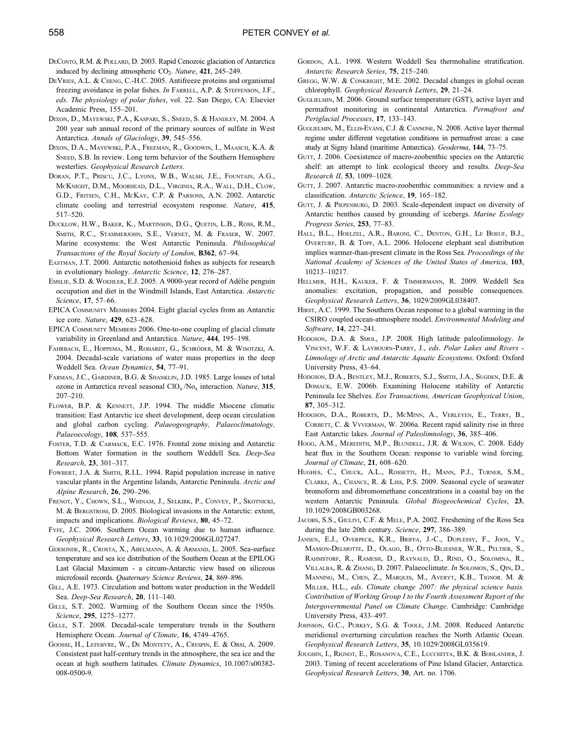DeConto, R.M. & Pollard, D. 2003. Rapid Cenozoic glaciation of Antarctica induced by declining atmospheric $CO_2$. *Nature*, **421**, 245–249.

DeVries, A.L. & Cheng, C.-H.C. 2005. Antifreeze proteins and organismal freezing avoidance in polar fishes. *In* Farrell, A.P. & Steffenson, J.F., *eds*. *The physiology of polar fishes*, vol. 22. San Diego, CA: Elsevier Academic Press, 155–201.

Dixon, D., Mayewski, P.A., Kaspari, S., Sneed, S. & Handley, M. 2004. A 200 year sub annual record of the primary sources of sulfate in West Antarctica. *Annals of Glaciology*, **39**, 545–556.

Dixon, D.A., Mayewski, P.A., Freeman, R., Goodwin, I., Maasch, K.A. & Sneed, S.B. In review. Long term behavior of the Southern Hemisphere westerlies. *Geophysical Research Letters*.

Doran, P.T., Priscu, J.C., Lyons, W.B., Walsh, J.E., Fountain, A.G., McKnight, D.M., Moorhead, D.L., Virginia, R.A., Wall, D.H., Clow, G.D., Fritsen, C.H., McKay, C.P. & Parsons, A.N. 2002. Antarctic climate cooling and terrestrial ecosystem response. *Nature*, **415**, 517–520.

Ducklow, H.W., Baker, K., Martinson, D.G., Quetin, L.B., Ross, R.M., Smith, R.C., Stammerjohn, S.E., Vernet, M. & Fraser, W. 2007. Marine ecosystems: the West Antarctic Peninsula. *Philosophical Transactions of the Royal Society of London*, **B362**, 67–94.

Eastman, J.T. 2000. Antarctic notothenioid fishes as subjects for research in evolutionary biology. *Antarctic Science*, **12**, 276–287.

Emslie, S.D. & Woehler, E.J. 2005. A 9000-year record of Adélie penguin occupation and diet in the Windmill Islands, East Antarctica. *Antarctic Science*, **17**, 57–66.

EPICA Community Members 2004. Eight glacial cycles from an Antarctic ice core. *Nature*, **429**, 623–628.

EPICA Community Members 2006. One-to-one coupling of glacial climate variability in Greenland and Antarctica. *Nature*, **444**, 195–198.

Fahrbach, E., Hoppema, M., Rohardt, G., Schröder, M. & Wisotzki, A. 2004. Decadal-scale variations of water mass properties in the deep Weddell Sea. *Ocean Dynamics*, **54**, 77–91.

Farman, J.C., Gardiner, B.G. & Shanklin, J.D. 1985. Large losses of total ozone in Antarctica reveal seasonal $ClO_x/No_x$ interaction. *Nature*, **315**, 207–210.

Flower, B.P. & Kennett, J.P. 1994. The middle Miocene climatic transition: East Antarctic ice sheet development, deep ocean circulation and global carbon cycling. *Palaeogeography, Palaeoclimatology, Palaeoecology*, **108**, 537–555.

Foster, T.D. & Carmack, E.C. 1976. Frontal zone mixing and Antarctic Bottom Water formation in the southern Weddell Sea. *Deep-Sea Research*, **23**, 301–317.

Fowbert, J.A. & Smith, R.I.L. 1994. Rapid population increase in native vascular plants in the Argentine Islands, Antarctic Peninsula. *Arctic and Alpine Research*, **26**, 290–296.

Frenot, Y., Chown, S.L., Whinam, J., Selkirk, P., Convey, P., Skotnicki, M. & Bergstrom, D. 2005. Biological invasions in the Antarctic: extent, impacts and implications. *Biological Reviews*, **80**, 45–72.

Fyfe, J.C. 2006. Southern Ocean warming due to human influence. *Geophysical Research Letters*, **33**, 10.1029/2006GL027247.

Gersonde, R., Crosta, X., Abelmann, A. & Armand, L. 2005. Sea-surface temperature and sea ice distribution of the Southern Ocean at the EPILOG Last Glacial Maximum - a circum-Antarctic view based on siliceous microfossil records. *Quaternary Science Reviews*, **24**, 869–896.

Gill, A.E. 1973. Circulation and bottom water production in the Weddell Sea. *Deep-Sea Research*, **20**, 111–140.

Gille, S.T. 2002. Warming of the Southern Ocean since the 1950s. *Science*, **295**, 1275–1277.

Gille, S.T. 2008. Decadal-scale temperature trends in the Southern Hemisphere Ocean. *Journal of Climate*, **16**, 4749–4765.

Goosse, H., Lefebvre, W., De Montety, A., Crespin, E. & Orsi, A. 2009. Consistent past half-century trends in the atmosphere, the sea ice and the ocean at high southern latitudes. *Climate Dynamics*, 10.1007/s00382-008-0500-9.

Gordon, A.L. 1998. Western Weddell Sea thermohaline stratification. *Antarctic Research Series*, **75**, 215–240.

Gregg, W.W. & Conkright, M.E. 2002. Decadal changes in global ocean chlorophyll. *Geophysical Research Letters*, **29**, 21–24.

Guglielmin, M. 2006. Ground surface temperature (GST), active layer and permafrost monitoring in continental Antarctica. *Permafrost and Periglacial Processes*, **17**, 133–143.

Guglielmin, M., Ellis-Evans, C.J. & Cannone, N. 2008. Active layer thermal regime under different vegetation conditions in permafrost areas: a case study at Signy Island (maritime Antarctica). *Geoderma*, **144**, 73–75.

Gutt, J. 2006. Coexistence of macro-zoobenthic species on the Antarctic shelf: an attempt to link ecological theory and results. *Deep-Sea Research II*, **53**, 1009–1028.

Gutt, J. 2007. Antarctic macro-zoobenthic communities: a review and a classification. *Antarctic Science*, **19**, 165–182.

Gutt, J. & Piepenburg, D. 2003. Scale-dependent impact on diversity of Antarctic benthos caused by grounding of icebergs. *Marine Ecology Progress Series*, **253**, 77–83.

Hall, B.L., Hoelzel, A.R., Baroni, C., Denton, G.H., Le Boeuf, B.J., Overturf, B. & Topf, A.L. 2006. Holocene elephant seal distribution implies warmer-than-present climate in the Ross Sea. *Proceedings of the National Academy of Sciences of the United States of America*, **103**, 10213–10217.

Hellmer, H.H., Kauker, F. & Timmermann, R. 2009. Weddell Sea anomalies: excitation, propagation, and possible consequences. *Geophysical Research Letters*, **36**, 1029/2009GL038407.

Hirst, A.C. 1999. The Southern Ocean response to a global warming in the CSIRO coupled ocean-atmosphere model. *Environmental Modeling and Software*, **14**, 227–241.

Hodgson, D.A. & Smol, J.P. 2008. High latitude paleolimnology. *In* Vincent, W.F. & Laybourn-Parry, J., *eds*. *Polar Lakes and Rivers - Limnology of Arctic and Antarctic Aquatic Ecosystems*. Oxford: Oxford University Press, 43–64.

Hodgson, D.A., Bentley, M.J., Roberts, S.J., Smith, J.A., Sugden, D.E. & Domack, E.W. 2006b. Examining Holocene stability of Antarctic Peninsula Ice Shelves. *Eos Transactions, American Geophysical Union*, **87**, 305–312.

Hodgson, D.A., Roberts, D., McMinn, A., Verleyen, E., Terry, B., Corbett, C. & Vyverman, W. 2006a. Recent rapid salinity rise in three East Antarctic lakes. *Journal of Paleolimnology*, **36**, 385–406.

Hogg, A.M., Meredith, M.P., Blundell, J.R. & Wilson, C. 2008. Eddy heat flux in the Southern Ocean: response to variable wind forcing. *Journal of Climate*, **21**, 608–620.

Hughes, C., Chuck, A.L., Rossetti, H., Mann, P.J., Turner, S.M., Clarke, A., Chance, R. & Liss, P.S. 2009. Seasonal cycle of seawater bromoform and dibromomethane concentrations in a coastal bay on the western Antarctic Peninsula. *Global Biogeochemical Cycles*, **23**, 10.1029/2008GB003268.

Jacobs, S.S., Giulivi, C.F. & Mele, P.A. 2002. Freshening of the Ross Sea during the late 20th century. *Science*, **297**, 386–389.

Jansen, E.J., Overpeck, K.R., Briffa, J.-C., Duplessy, F., Joos, V., Masson-Delmotte, D., Olago, B., Otto-Bliesner, W.R., Peltier, S., Rahmstorf, R., Ramesh, D., Raynaud, D., Rind, O., Solomina, R., Villalba, R. & Zhang, D. 2007. Palaeoclimate. *In* Solomon, S., Qin, D., Manning, M., Chen, Z., Marquis, M., Averyt, K.B., Tignor. M. & Miller, H.L., *eds*. *Climate change 2007: the physical science basis. Contribution of Working Group I to the Fourth Assessment Report of the Intergovernmental Panel on Climate Change*. Cambridge: Cambridge University Press, 433–497.

Johnson, G.C., Purkey, S.G. & Toole, J.M. 2008. Reduced Antarctic meridional overturning circulation reaches the North Atlantic Ocean. *Geophysical Research Letters*, **35**, 10.1029/2008GL035619.

Joughin, I., Rignot, E., Rosanova, C.E., Lucchitta, B.K. & Bohlander, J. 2003. Timing of recent accelerations of Pine Island Glacier, Antarctica. *Geophysical Research Letters*, **30**, Art. no. 1706.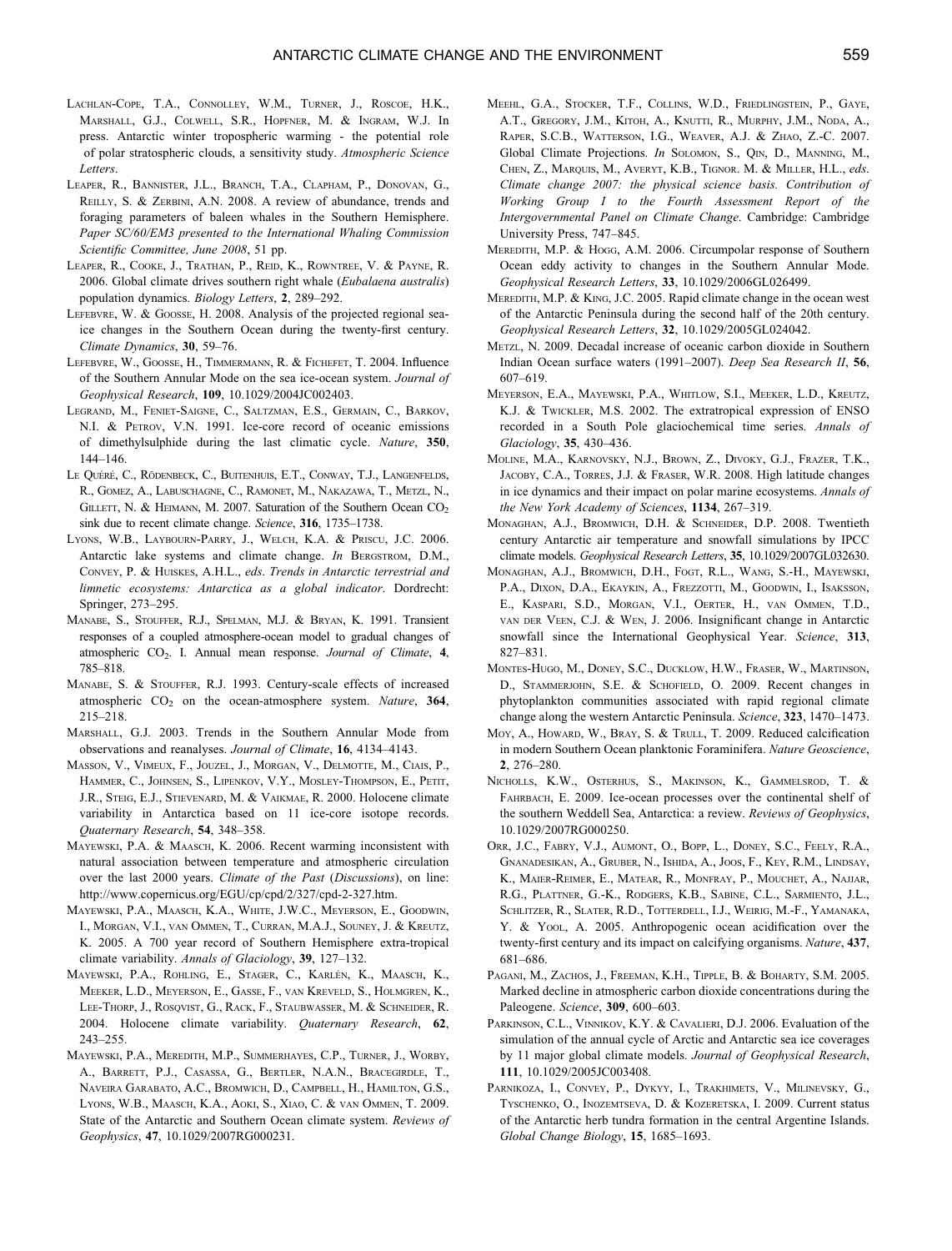Lachlan-Cope, T.A., Connolley, W.M., Turner, J., Roscoe, H.K., Marshall, G.J., Colwell, S.R., Hopfner, M. & Ingram, W.J. In press. Antarctic winter tropospheric warming - the potential role of polar stratospheric clouds, a sensitivity study. *Atmospheric Science Letters*.

Leaper, R., Bannister, J.L., Branch, T.A., Clapham, P., Donovan, G., Reilly, S. & Zerbini, A.N. 2008. A review of abundance, trends and foraging parameters of baleen whales in the Southern Hemisphere. *Paper SC/60/EM3 presented to the International Whaling Commission Scientific Committee, June 2008*, 51 pp.

Leaper, R., Cooke, J., Trathan, P., Reid, K., Rowntree, V. & Payne, R. 2006. Global climate drives southern right whale (*Eubalaena australis*) population dynamics. *Biology Letters*, **2**, 289–292.

Lefebvre, W. & Goosse, H. 2008. Analysis of the projected regional sea-ice changes in the Southern Ocean during the twenty-first century. *Climate Dynamics*, **30**, 59–76.

Lefebvre, W., Goosse, H., Timmermann, R. & Fichefet, T. 2004. Influence of the Southern Annular Mode on the sea ice-ocean system. *Journal of Geophysical Research*, **109**, 10.1029/2004JC002403.

Legrand, M., Feniet-Saigne, C., Saltzman, E.S., Germain, C., Barkov, N.I. & Petrov, V.N. 1991. Ice-core record of oceanic emissions of dimethylsulphide during the last climatic cycle. *Nature*, **350**, 144–146.

Le Quéré, C., Rödenbeck, C., Buitenhuis, E.T., Conway, T.J., Langenfelds, R., Gomez, A., Labuschagne, C., Ramonet, M., Nakazawa, T., Metzl, N., Gillett, N. & Heimann, M. 2007. Saturation of the Southern Ocean $CO_2$ sink due to recent climate change. *Science*, **316**, 1735–1738.

Lyons, W.B., Laybourn-Parry, J., Welch, K.A. & Priscu, J.C. 2006. Antarctic lake systems and climate change. *In* Bergstrom, D.M., Convey, P. & Huiskes, A.H.L., *eds*. *Trends in Antarctic terrestrial and limnetic ecosystems: Antarctica as a global indicator*. Dordrecht: Springer, 273–295.

Manabe, S., Stouffer, R.J., Spelman, M.J. & Bryan, K. 1991. Transient responses of a coupled atmosphere-ocean model to gradual changes of atmospheric $CO_2$. I. Annual mean response. *Journal of Climate*, **4**, 785–818.

Manabe, S. & Stouffer, R.J. 1993. Century-scale effects of increased atmospheric $CO_2$ on the ocean-atmosphere system. *Nature*, **364**, 215–218.

Marshall, G.J. 2003. Trends in the Southern Annular Mode from observations and reanalyses. *Journal of Climate*, **16**, 4134–4143.

Masson, V., Vimeux, F., Jouzel, J., Morgan, V., Delmotte, M., Ciais, P., Hammer, C., Johnsen, S., Lipenkov, V.Y., Mosley-Thompson, E., Petit, J.R., Steig, E.J., Stievenard, M. & Vaikmae, R. 2000. Holocene climate variability in Antarctica based on 11 ice-core isotope records. *Quaternary Research*, **54**, 348–358.

Mayewski, P.A. & Maasch, K. 2006. Recent warming inconsistent with natural association between temperature and atmospheric circulation over the last 2000 years. *Climate of the Past* (*Discussions*), on line: http://www.copernicus.org/EGU/cp/cpd/2/327/cpd-2-327.htm.

Mayewski, P.A., Maasch, K.A., White, J.W.C., Meyerson, E., Goodwin, I., Morgan, V.I., van Ommen, T., Curran, M.A.J., Souney, J. & Kreutz, K. 2005. A 700 year record of Southern Hemisphere extra-tropical climate variability. *Annals of Glaciology*, **39**, 127–132.

Mayewski, P.A., Rohling, E., Stager, C., Karlén, K., Maasch, K., Meeker, L.D., Meyerson, E., Gasse, F., van Kreveld, S., Holmgren, K., Lee-Thorp, J., Rosqvist, G., Rack, F., Staubwasser, M. & Schneider, R. 2004. Holocene climate variability. *Quaternary Research*, **62**, 243–255.

Mayewski, P.A., Meredith, M.P., Summerhayes, C.P., Turner, J., Worby, A., Barrett, P.J., Casassa, G., Bertler, N.A.N., Bracegirdle, T., Naveira Garabato, A.C., Bromwich, D., Campbell, H., Hamilton, G.S., Lyons, W.B., Maasch, K.A., Aoki, S., Xiao, C. & van Ommen, T. 2009. State of the Antarctic and Southern Ocean climate system. *Reviews of Geophysics*, **47**, 10.1029/2007RG000231.

Meehl, G.A., Stocker, T.F., Collins, W.D., Friedlingstein, P., Gaye, A.T., Gregory, J.M., Kitoh, A., Knutti, R., Murphy, J.M., Noda, A., Raper, S.C.B., Watterson, I.G., Weaver, A.J. & Zhao, Z.-C. 2007. Global Climate Projections. *In* Solomon, S., Qin, D., Manning, M., Chen, Z., Marquis, M., Averyt, K.B., Tignor. M. & Miller, H.L., *eds*. *Climate change 2007: the physical science basis. Contribution of Working Group I to the Fourth Assessment Report of the Intergovernmental Panel on Climate Change*. Cambridge: Cambridge University Press, 747–845.

Meredith, M.P. & Hogg, A.M. 2006. Circumpolar response of Southern Ocean eddy activity to changes in the Southern Annular Mode. *Geophysical Research Letters*, **33**, 10.1029/2006GL026499.

Meredith, M.P. & King, J.C. 2005. Rapid climate change in the ocean west of the Antarctic Peninsula during the second half of the 20th century. *Geophysical Research Letters*, **32**, 10.1029/2005GL024042.

Metzl, N. 2009. Decadal increase of oceanic carbon dioxide in Southern Indian Ocean surface waters (1991–2007). *Deep Sea Research II*, **56**, 607–619.

Meyerson, E.A., Mayewski, P.A., Whitlow, S.I., Meeker, L.D., Kreutz, K.J. & Twickler, M.S. 2002. The extratropical expression of ENSO recorded in a South Pole glaciochemical time series. *Annals of Glaciology*, **35**, 430–436.

Moline, M.A., Karnovsky, N.J., Brown, Z., Divoky, G.J., Frazer, T.K., Jacoby, C.A., Torres, J.J. & Fraser, W.R. 2008. High latitude changes in ice dynamics and their impact on polar marine ecosystems. *Annals of the New York Academy of Sciences*, **1134**, 267–319.

Monaghan, A.J., Bromwich, D.H. & Schneider, D.P. 2008. Twentieth century Antarctic air temperature and snowfall simulations by IPCC climate models. *Geophysical Research Letters*, **35**, 10.1029/2007GL032630.

Monaghan, A.J., Bromwich, D.H., Fogt, R.L., Wang, S.-H., Mayewski, P.A., Dixon, D.A., Ekaykin, A., Frezzotti, M., Goodwin, I., Isaksson, E., Kaspari, S.D., Morgan, V.I., Oerter, H., van Ommen, T.D., van der Veen, C.J. & Wen, J. 2006. Insignificant change in Antarctic snowfall since the International Geophysical Year. *Science*, **313**, 827–831.

Montes-Hugo, M., Doney, S.C., Ducklow, H.W., Fraser, W., Martinson, D., Stammerjohn, S.E. & Schofield, O. 2009. Recent changes in phytoplankton communities associated with rapid regional climate change along the western Antarctic Peninsula. *Science*, **323**, 1470–1473.

Moy, A., Howard, W., Bray, S. & Trull, T. 2009. Reduced calcification in modern Southern Ocean planktonic Foraminifera. *Nature Geoscience*, **2**, 276–280.

Nicholls, K.W., Osterhus, S., Makinson, K., Gammelsrod, T. & Fahrbach, E. 2009. Ice-ocean processes over the continental shelf of the southern Weddell Sea, Antarctica: a review. *Reviews of Geophysics*, 10.1029/2007RG000250.

Orr, J.C., Fabry, V.J., Aumont, O., Bopp, L., Doney, S.C., Feely, R.A., Gnanadesikan, A., Gruber, N., Ishida, A., Joos, F., Key, R.M., Lindsay, K., Maier-Reimer, E., Matear, R., Monfray, P., Mouchet, A., Najjar, R.G., Plattner, G.-K., Rodgers, K.B., Sabine, C.L., Sarmiento, J.L., Schlitzer, R., Slater, R.D., Totterdell, I.J., Weirig, M.-F., Yamanaka, Y. & Yool, A. 2005. Anthropogenic ocean acidification over the twenty-first century and its impact on calcifying organisms. *Nature*, **437**, 681–686.

Pagani, M., Zachos, J., Freeman, K.H., Tipple, B. & Boharty, S.M. 2005. Marked decline in atmospheric carbon dioxide concentrations during the Paleogene. *Science*, **309**, 600–603.

Parkinson, C.L., Vinnikov, K.Y. & Cavalieri, D.J. 2006. Evaluation of the simulation of the annual cycle of Arctic and Antarctic sea ice coverages by 11 major global climate models. *Journal of Geophysical Research*, **111**, 10.1029/2005JC003408.

Parnikoza, I., Convey, P., Dykyy, I., Trakhimets, V., Milinevsky, G., Tyschenko, O., Inozemtseva, D. & Kozeretska, I. 2009. Current status of the Antarctic herb tundra formation in the central Argentine Islands. *Global Change Biology*, **15**, 1685–1693.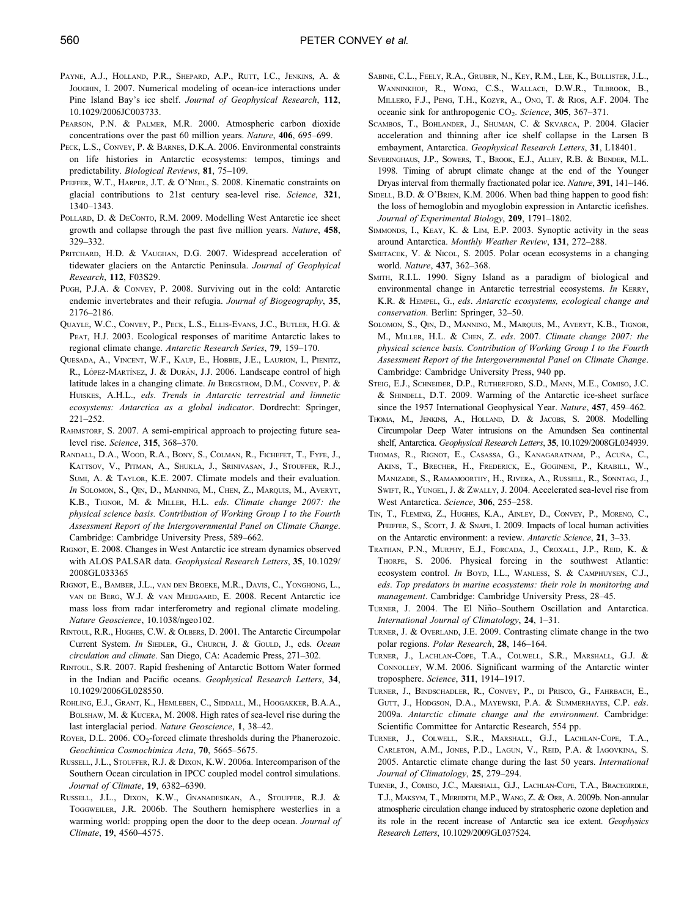Payne, A.J., Holland, P.R., Shepard, A.P., Rutt, I.C., Jenkins, A. & Joughin, I. 2007. Numerical modeling of ocean-ice interactions under Pine Island Bay's ice shelf. *Journal of Geophysical Research*, **112**, 10.1029/2006JC003733.

Pearson, P.N. & Palmer, M.R. 2000. Atmospheric carbon dioxide concentrations over the past 60 million years. *Nature*, **406**, 695–699.

Peck, L.S., Convey, P. & Barnes, D.K.A. 2006. Environmental constraints on life histories in Antarctic ecosystems: tempos, timings and predictability. *Biological Reviews*, **81**, 75–109.

Pfeffer, W.T., Harper, J.T. & O'Neel, S. 2008. Kinematic constraints on glacial contributions to 21st century sea-level rise. *Science*, **321**, 1340–1343.

Pollard, D. & DeConto, R.M. 2009. Modelling West Antarctic ice sheet growth and collapse through the past five million years. *Nature*, **458**, 329–332.

Pritchard, H.D. & Vaughan, D.G. 2007. Widespread acceleration of tidewater glaciers on the Antarctic Peninsula. *Journal of Geophyical Research*, **112**, F03S29.

Pugh, P.J.A. & Convey, P. 2008. Surviving out in the cold: Antarctic endemic invertebrates and their refugia. *Journal of Biogeography*, **35**, 2176–2186.

Quayle, W.C., Convey, P., Peck, L.S., Ellis-Evans, J.C., Butler, H.G. & Peat, H.J. 2003. Ecological responses of maritime Antarctic lakes to regional climate change. *Antarctic Research Series*, **79**, 159–170.

Quesada, A., Vincent, W.F., Kaup, E., Hobbie, J.E., Laurion, I., Pienitz, R., López-Martínez, J. & Durán, J.J. 2006. Landscape control of high latitude lakes in a changing climate. *In* Bergstrom, D.M., Convey, P. & Huiskes, A.H.L., *eds*. *Trends in Antarctic terrestrial and limnetic ecosystems: Antarctica as a global indicator*. Dordrecht: Springer, 221–252.

Rahmstorf, S. 2007. A semi-empirical approach to projecting future sea-level rise. *Science*, **315**, 368–370.

Randall, D.A., Wood, R.A., Bony, S., Colman, R., Fichefet, T., Fyfe, J., Kattsov, V., Pitman, A., Shukla, J., Srinivasan, J., Stouffer, R.J., Sumi, A. & Taylor, K.E. 2007. Climate models and their evaluation. *In* Solomon, S., Qin, D., Manning, M., Chen, Z., Marquis, M., Averyt, K.B., Tignor, M. & Miller, H.L. *eds*. *Climate change 2007: the physical science basis. Contribution of Working Group I to the Fourth Assessment Report of the Intergovernmental Panel on Climate Change*. Cambridge: Cambridge University Press, 589–662.

Rignot, E. 2008. Changes in West Antarctic ice stream dynamics observed with ALOS PALSAR data. *Geophysical Research Letters*, **35**, 10.1029/2008GL033365

Rignot, E., Bamber, J.L., van den Broeke, M.R., Davis, C., Yonghong, L., van de Berg, W.J. & van Meijgaard, E. 2008. Recent Antarctic ice mass loss from radar interferometry and regional climate modeling. *Nature Geoscience*, 10.1038/ngeo102.

Rintoul, R.R., Hughes, C.W. & Olbers, D. 2001. The Antarctic Circumpolar Current System. *In* Siedler, G., Church, J. & Gould, J., eds. *Ocean circulation and climate*. San Diego, CA: Academic Press, 271–302.

Rintoul, S.R. 2007. Rapid freshening of Antarctic Bottom Water formed in the Indian and Pacific oceans. *Geophysical Research Letters*, **34**, 10.1029/2006GL028550.

Rohling, E.J., Grant, K., Hemleben, C., Siddall, M., Hoogakker, B.A.A., Bolshaw, M. & Kucera, M. 2008. High rates of sea-level rise during the last interglacial period. *Nature Geoscience*, **1**, 38–42.

Royer, D.L. 2006. $CO_2$-forced climate thresholds during the Phanerozoic. *Geochimica Cosmochimica Acta*, **70**, 5665–5675.

Russell, J.L., Stouffer, R.J. & Dixon, K.W. 2006a. Intercomparison of the Southern Ocean circulation in IPCC coupled model control simulations. *Journal of Climate*, **19**, 6382–6390.

Russell, J.L., Dixon, K.W., Gnanadesikan, A., Stouffer, R.J. & Toggweiler, J.R. 2006b. The Southern hemisphere westerlies in a warming world: propping open the door to the deep ocean. *Journal of Climate*, **19**, 4560–4575.

Sabine, C.L., Feely, R.A., Gruber, N., Key, R.M., Lee, K., Bullister, J.L., Wanninkhof, R., Wong, C.S., Wallace, D.W.R., Tilbrook, B., Millero, F.J., Peng, T.H., Kozyr, A., Ono, T. & Rios, A.F. 2004. The oceanic sink for anthropogenic $CO_2$. *Science*, **305**, 367–371.

Scambos, T., Bohlander, J., Shuman, C. & Skvarca, P. 2004. Glacier acceleration and thinning after ice shelf collapse in the Larsen B embayment, Antarctica. *Geophysical Research Letters*, **31**, L18401.

Severinghaus, J.P., Sowers, T., Brook, E.J., Alley, R.B. & Bender, M.L. 1998. Timing of abrupt climate change at the end of the Younger Dryas interval from thermally fractionated polar ice. *Nature*, **391**, 141–146.

Sidell, B.D. & O'Brien, K.M. 2006. When bad thing happen to good fish: the loss of hemoglobin and myoglobin expression in Antarctic icefishes. *Journal of Experimental Biology*, **209**, 1791–1802.

Simmonds, I., Keay, K. & Lim, E.P. 2003. Synoptic activity in the seas around Antarctica. *Monthly Weather Review*, **131**, 272–288.

Smetacek, V. & Nicol, S. 2005. Polar ocean ecosystems in a changing world. *Nature*, **437**, 362–368.

Smith, R.I.L. 1990. Signy Island as a paradigm of biological and environmental change in Antarctic terrestrial ecosystems. *In* Kerry, K.R. & Hempel, G., *eds*. *Antarctic ecosystems, ecological change and conservation*. Berlin: Springer, 32–50.

Solomon, S., Qin, D., Manning, M., Marquis, M., Averyt, K.B., Tignor, M., Miller, H.L. & Chen, Z. *eds*. 2007. *Climate change 2007: the physical science basis. Contribution of Working Group I to the Fourth Assessment Report of the Intergovernmental Panel on Climate Change*. Cambridge: Cambridge University Press, 940 pp.

Steig, E.J., Schneider, D.P., Rutherford, S.D., Mann, M.E., Comiso, J.C. & Shindell, D.T. 2009. Warming of the Antarctic ice-sheet surface since the 1957 International Geophysical Year. *Nature*, **457**, 459–462.

Thoma, M., Jenkins, A., Holland, D. & Jacobs, S. 2008. Modelling Circumpolar Deep Water intrusions on the Amundsen Sea continental shelf, Antarctica. *Geophysical Research Letters*, **35**, 10.1029/2008GL034939.

Thomas, R., Rignot, E., Casassa, G., Kanagaratnam, P., Acuña, C., Akins, T., Brecher, H., Frederick, E., Gogineni, P., Krabill, W., Manizade, S., Ramamoorthy, H., Rivera, A., Russell, R., Sonntag, J., Swift, R., Yungel, J. & Zwally, J. 2004. Accelerated sea-level rise from West Antarctica. *Science*, **306**, 255–258.

Tin, T., Fleming, Z., Hughes, K.A., Ainley, D., Convey, P., Moreno, C., Pfeiffer, S., Scott, J. & Snape, I. 2009. Impacts of local human activities on the Antarctic environment: a review. *Antarctic Science*, **21**, 3–33.

Trathan, P.N., Murphy, E.J., Forcada, J., Croxall, J.P., Reid, K. & Thorpe, S. 2006. Physical forcing in the southwest Atlantic: ecosystem control. *In* Boyd, I.L., Wanless, S. & Camphuysen, C.J., *eds*. *Top predators in marine ecosystems: their role in monitoring and management*. Cambridge: Cambridge University Press, 28–45.

Turner, J. 2004. The El Niño–Southern Oscillation and Antarctica. *International Journal of Climatology*, **24**, 1–31.

Turner, J. & Overland, J.E. 2009. Contrasting climate change in the two polar regions. *Polar Research*, **28**, 146–164.

Turner, J., Lachlan-Cope, T.A., Colwell, S.R., Marshall, G.J. & Connolley, W.M. 2006. Significant warming of the Antarctic winter troposphere. *Science*, **311**, 1914–1917.

Turner, J., Bindschadler, R., Convey, P., di Prisco, G., Fahrbach, E., Gutt, J., Hodgson, D.A., Mayewski, P.A. & Summerhayes, C.P. *eds*. 2009a. *Antarctic climate change and the environment*. Cambridge: Scientific Committee for Antarctic Research, 554 pp.

Turner, J., Colwell, S.R., Marshall, G.J., Lachlan-Cope, T.A., Carleton, A.M., Jones, P.D., Lagun, V., Reid, P.A. & Iagovkina, S. 2005. Antarctic climate change during the last 50 years. *International Journal of Climatology*, **25**, 279–294.

Turner, J., Comiso, J.C., Marshall, G.J., Lachlan-Cope, T.A., Bracegirdle, T.J., Maksym, T., Meredith, M.P., Wang, Z. & Orr, A. 2009b. Non-annular atmospheric circulation change induced by stratospheric ozone depletion and its role in the recent increase of Antarctic sea ice extent. *Geophysics Research Letters*, 10.1029/2009GL037524.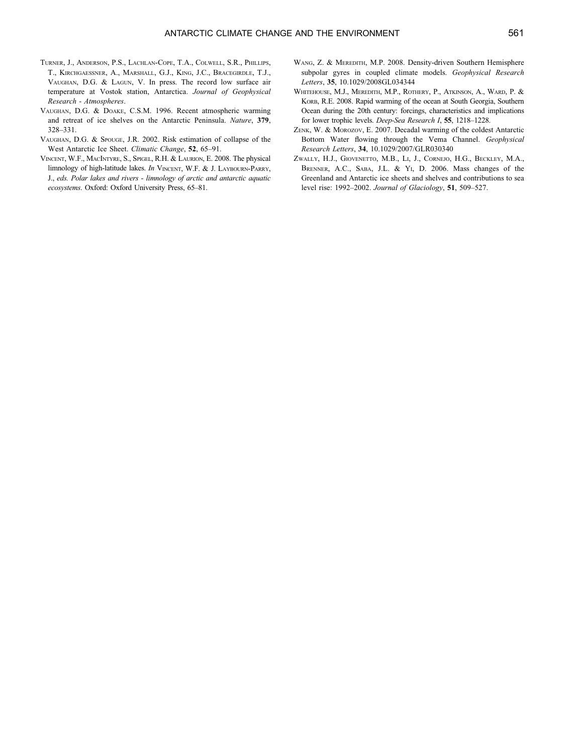Turner, J., Anderson, P.S., Lachlan-Cope, T.A., Colwell, S.R., Phillips, T., Kirchgaessner, A., Marshall, G.J., King, J.C., Bracegirdle, T.J., Vaughan, D.G. & Lagun, V. In press. The record low surface air temperature at Vostok station, Antarctica. *Journal of Geophysical Research - Atmospheres*.

Vaughan, D.G. & Doake, C.S.M. 1996. Recent atmospheric warming and retreat of ice shelves on the Antarctic Peninsula. *Nature*, **379**, 328–331.

Vaughan, D.G. & Spouge, J.R. 2002. Risk estimation of collapse of the West Antarctic Ice Sheet. *Climatic Change*, **52**, 65–91.

Vincent, W.F., MacIntyre, S., Spigel, R.H. & Laurion, E. 2008. The physical limnology of high-latitude lakes. *In* Vincent, W.F. & J. Laybourn-Parry, J., *eds. Polar lakes and rivers - limnology of arctic and antarctic aquatic ecosystems*. Oxford: Oxford University Press, 65–81.

Wang, Z. & Meredith, M.P. 2008. Density-driven Southern Hemisphere subpolar gyres in coupled climate models. *Geophysical Research Letters*, **35**, 10.1029/2008GL034344

Whitehouse, M.J., Meredith, M.P., Rothery, P., Atkinson, A., Ward, P. & Korb, R.E. 2008. Rapid warming of the ocean at South Georgia, Southern Ocean during the 20th century: forcings, characteristics and implications for lower trophic levels. *Deep-Sea Research I*, **55**, 1218–1228.

Zenk, W. & Morozov, E. 2007. Decadal warming of the coldest Antarctic Bottom Water flowing through the Vema Channel. *Geophysical Research Letters*, **34**, 10.1029/2007/GLR030340

Zwally, H.J., Giovenetto, M.B., Li, J., Cornejo, H.G., Beckley, M.A., Brenner, A.C., Saba, J.L. & Yi, D. 2006. Mass changes of the Greenland and Antarctic ice sheets and shelves and contributions to sea level rise: 1992–2002. *Journal of Glaciology*, **51**, 509–527.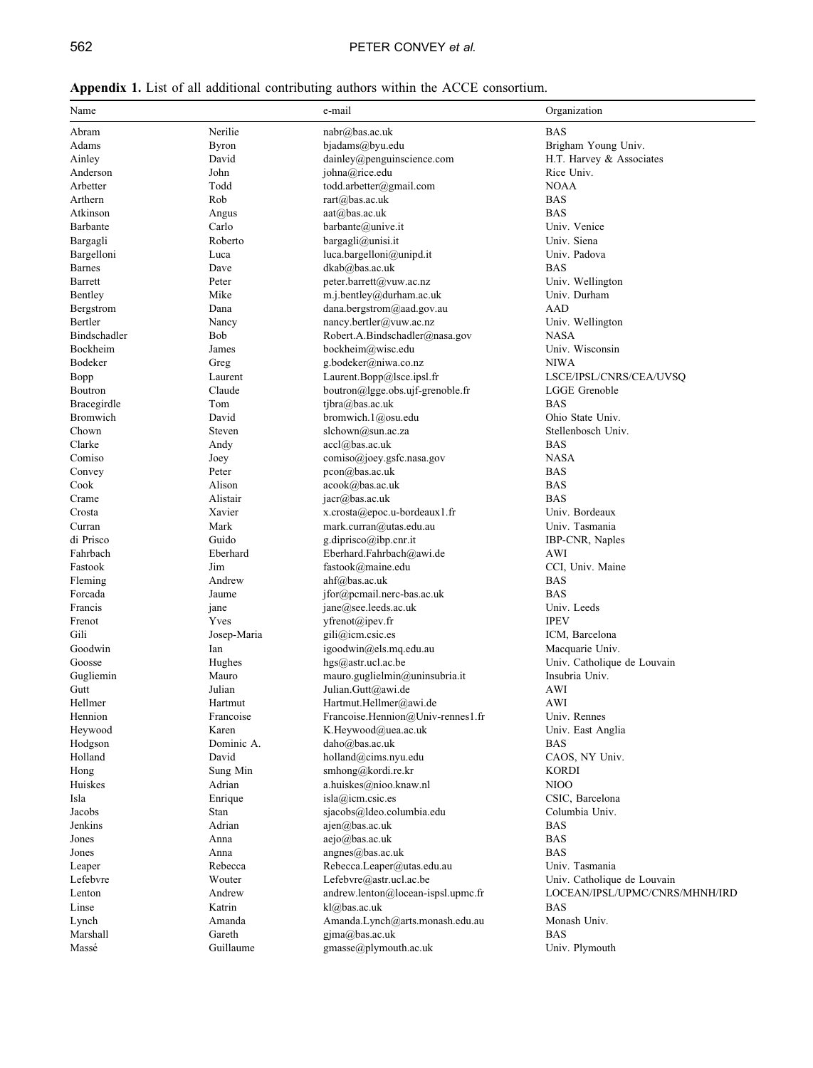**Appendix 1.** List of all additional contributing authors within the ACCE consortium.

| Name | | e-mail | Organization |
|---|---|---|---|
| Abram | Nerilie | nabr@bas.ac.uk | BAS |
| Adams | Byron | bjadams@byu.edu | Brigham Young Univ. |
| Ainley | David | dainley@penguinscience.com | H.T. Harvey & Associates |
| Anderson | John | johna@rice.edu | Rice Univ. |
| Arbetter | Todd | todd.arbetter@gmail.com | NOAA |
| Arthern | Rob | rart@bas.ac.uk | BAS |
| Atkinson | Angus | aat@bas.ac.uk | BAS |
| Barbante | Carlo | barbante@unive.it | Univ. Venice |
| Bargagli | Roberto | bargagli@unisi.it | Univ. Siena |
| Bargelloni | Luca | luca.bargelloni@unipd.it | Univ. Padova |
| Barnes | Dave | dkab@bas.ac.uk | BAS |
| Barrett | Peter | peter.barrett@vuw.ac.nz | Univ. Wellington |
| Bentley | Mike | m.j.bentley@durham.ac.uk | Univ. Durham |
| Bergstrom | Dana | dana.bergstrom@aad.gov.au | AAD |
| Bertler | Nancy | nancy.bertler@vuw.ac.nz | Univ. Wellington |
| Bindschadler | Bob | Robert.A.Bindschadler@nasa.gov | NASA |
| Bockheim | James | bockheim@wisc.edu | Univ. Wisconsin |
| Bodeker | Greg | g.bodeker@niwa.co.nz | NIWA |
| Bopp | Laurent | Laurent.Bopp@lsce.ipsl.fr | LSCE/IPSL/CNRS/CEA/UVSQ |
| Boutron | Claude | boutron@lgge.obs.ujf-grenoble.fr | LGGE Grenoble |
| Bracegirdle | Tom | tjbra@bas.ac.uk | BAS |
| Bromwich | David | bromwich.1@osu.edu | Ohio State Univ. |
| Chown | Steven | slchown@sun.ac.za | Stellenbosch Univ. |
| Clarke | Andy | accl@bas.ac.uk | BAS |
| Comiso | Joey | comiso@joey.gsfc.nasa.gov | NASA |
| Convey | Peter | pcon@bas.ac.uk | BAS |
| Cook | Alison | acook@bas.ac.uk | BAS |
| Crame | Alistair | jacr@bas.ac.uk | BAS |
| Crosta | Xavier | x.crosta@epoc.u-bordeaux1.fr | Univ. Bordeaux |
| Curran | Mark | mark.curran@utas.edu.au | Univ. Tasmania |
| di Prisco | Guido | g.diprisco@ibp.cnr.it | IBP-CNR, Naples |
| Fahrbach | Eberhard | Eberhard.Fahrbach@awi.de | AWI |
| Fastook | Jim | fastook@maine.edu | CCI, Univ. Maine |
| Fleming | Andrew | ahf@bas.ac.uk | BAS |
| Forcada | Jaume | jfor@pcmail.nerc-bas.ac.uk | BAS |
| Francis | jane | jane@see.leeds.ac.uk | Univ. Leeds |
| Frenot | Yves | yfrenot@ipev.fr | IPEV |
| Gili | Josep-Maria | gili@icm.csic.es | ICM, Barcelona |
| Goodwin | Ian | igoodwin@els.mq.edu.au | Macquarie Univ. |
| Goosse | Hughes | hgs@astr.ucl.ac.be | Univ. Catholique de Louvain |
| Gugliemin | Mauro | mauro.guglielmin@uninsubria.it | Insubria Univ. |
| Gutt | Julian | Julian.Gutt@awi.de | AWI |
| Hellmer | Hartmut | Hartmut.Hellmer@awi.de | AWI |
| Hennion | Francoise | Francoise.Hennion@Univ-rennes1.fr | Univ. Rennes |
| Heywood | Karen | K.Heywood@uea.ac.uk | Univ. East Anglia |
| Hodgson | Dominic A. | daho@bas.ac.uk | BAS |
| Holland | David | holland@cims.nyu.edu | CAOS, NY Univ. |
| Hong | Sung Min | smhong@kordi.re.kr | KORDI |
| Huiskes | Adrian | a.huiskes@nioo.knaw.nl | NIOO |
| Isla | Enrique | isla@icm.csic.es | CSIC, Barcelona |
| Jacobs | Stan | sjacobs@ldeo.columbia.edu | Columbia Univ. |
| Jenkins | Adrian | ajen@bas.ac.uk | BAS |
| Jones | Anna | aejo@bas.ac.uk | BAS |
| Jones | Anna | angnes@bas.ac.uk | BAS |
| Leaper | Rebecca | Rebecca.Leaper@utas.edu.au | Univ. Tasmania |
| Lefebvre | Wouter | Lefebvre@astr.ucl.ac.be | Univ. Catholique de Louvain |
| Lenton | Andrew | andrew.lenton@locean-ispsl.upmc.fr | LOCEAN/IPSL/UPMC/CNRS/MHNH/IRD |
| Linse | Katrin | kl@bas.ac.uk | BAS |
| Lynch | Amanda | Amanda.Lynch@arts.monash.edu.au | Monash Univ. |
| Marshall | Gareth | gjma@bas.ac.uk | BAS |
| Massé | Guillaume | gmasse@plymouth.ac.uk | Univ. Plymouth |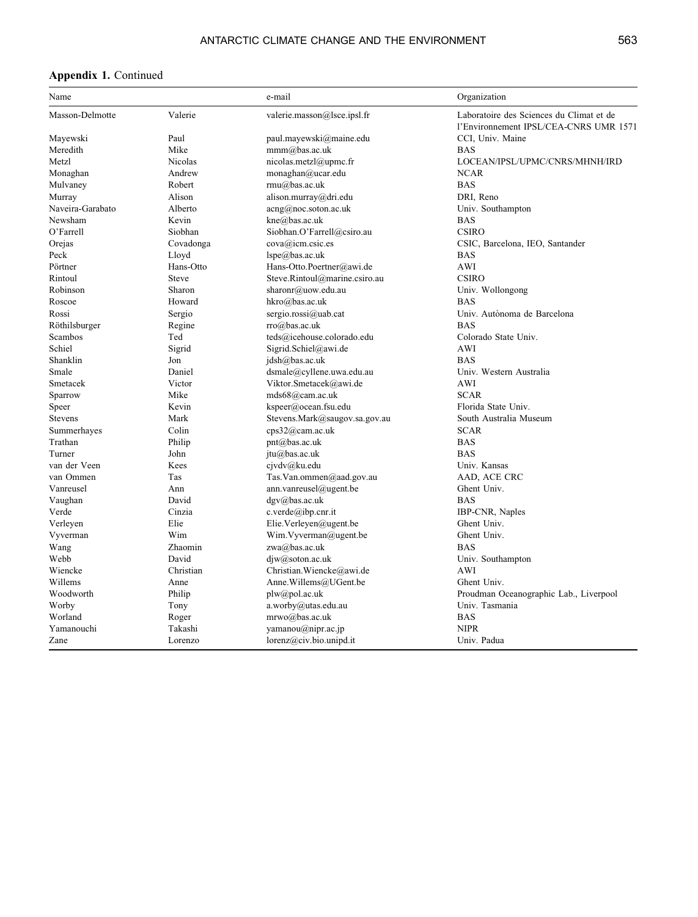**Appendix 1.** Continued

| Name | | e-mail | Organization |
|---|---|---|---|
| Masson-Delmotte | Valerie | valerie.masson@lsce.ipsl.fr | Laboratoire des Sciences du Climat et de l'Environnement IPSL/CEA-CNRS UMR 1571 |
| Mayewski | Paul | paul.mayewski@maine.edu | CCI, Univ. Maine |
| Meredith | Mike | mmm@bas.ac.uk | BAS |
| Metzl | Nicolas | nicolas.metzl@upmc.fr | LOCEAN/IPSL/UPMC/CNRS/MHNH/IRD |
| Monaghan | Andrew | monaghan@ucar.edu | NCAR |
| Mulvaney | Robert | rmu@bas.ac.uk | BAS |
| Murray | Alison | alison.murray@dri.edu | DRI, Reno |
| Naveira-Garabato | Alberto | acng@noc.soton.ac.uk | Univ. Southampton |
| Newsham | Kevin | kne@bas.ac.uk | BAS |
| O'Farrell | Siobhan | Siobhan.O'Farrell@csiro.au | CSIRO |
| Orejas | Covadonga | cova@icm.csic.es | CSIC, Barcelona, IEO, Santander |
| Peck | Lloyd | lspe@bas.ac.uk | BAS |
| Pörtner | Hans-Otto | Hans-Otto.Poertner@awi.de | AWI |
| Rintoul | Steve | Steve.Rintoul@marine.csiro.au | CSIRO |
| Robinson | Sharon | sharonr@uow.edu.au | Univ. Wollongong |
| Roscoe | Howard | hkro@bas.ac.uk | BAS |
| Rossi | Sergio | sergio.rossi@uab.cat | Univ. Autònoma de Barcelona |
| Röthilsburger | Regine | rro@bas.ac.uk | BAS |
| Scambos | Ted | teds@icehouse.colorado.edu | Colorado State Univ. |
| Schiel | Sigrid | Sigrid.Schiel@awi.de | AWI |
| Shanklin | Jon | jdsh@bas.ac.uk | BAS |
| Smale | Daniel | dsmale@cyllene.uwa.edu.au | Univ. Western Australia |
| Smetacek | Victor | Viktor.Smetacek@awi.de | AWI |
| Sparrow | Mike | mds68@cam.ac.uk | SCAR |
| Speer | Kevin | kspeer@ocean.fsu.edu | Florida State Univ. |
| Stevens | Mark | Stevens.Mark@saugov.sa.gov.au | South Australia Museum |
| Summerhayes | Colin | cps32@cam.ac.uk | SCAR |
| Trathan | Philip | pnt@bas.ac.uk | BAS |
| Turner | John | jtu@bas.ac.uk | BAS |
| van der Veen | Kees | cjvdv@ku.edu | Univ. Kansas |
| van Ommen | Tas | Tas.Van.ommen@aad.gov.au | AAD, ACE CRC |
| Vanreusel | Ann | ann.vanreusel@ugent.be | Ghent Univ. |
| Vaughan | David | dgv@bas.ac.uk | BAS |
| Verde | Cinzia | c.verde@ibp.cnr.it | IBP-CNR, Naples |
| Verleyen | Elie | Elie.Verleyen@ugent.be | Ghent Univ. |
| Vyverman | Wim | Wim.Vyverman@ugent.be | Ghent Univ. |
| Wang | Zhaomin | zwa@bas.ac.uk | BAS |
| Webb | David | djw@soton.ac.uk | Univ. Southampton |
| Wiencke | Christian | Christian.Wiencke@awi.de | AWI |
| Willems | Anne | Anne.Willems@UGent.be | Ghent Univ. |
| Woodworth | Philip | plw@pol.ac.uk | Proudman Oceanographic Lab., Liverpool |
| Worby | Tony | a.worby@utas.edu.au | Univ. Tasmania |
| Worland | Roger | mrwo@bas.ac.uk | BAS |
| Yamanouchi | Takashi | yamanou@nipr.ac.jp | NIPR |
| Zane | Lorenzo | lorenz@civ.bio.unipd.it | Univ. Padua |